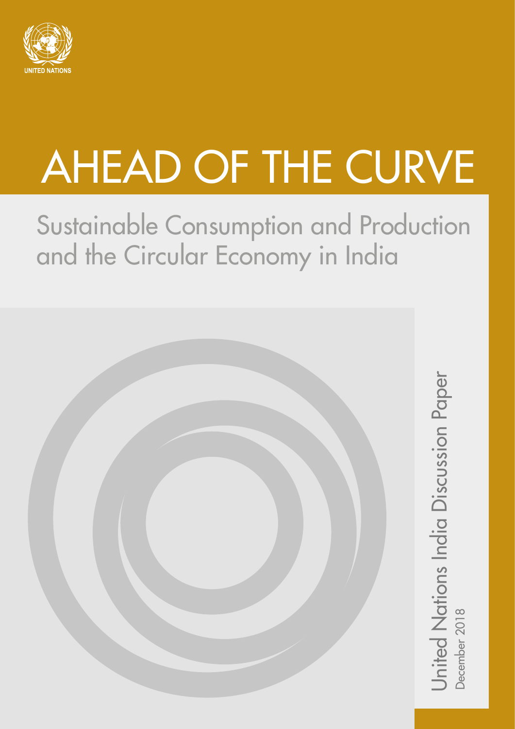UNITED NATIONS

# AHEAD OF THE CURVE

## Sustainable Consumption and Production and the Circular Economy in India

United Nations India Discussion Paper

December 2018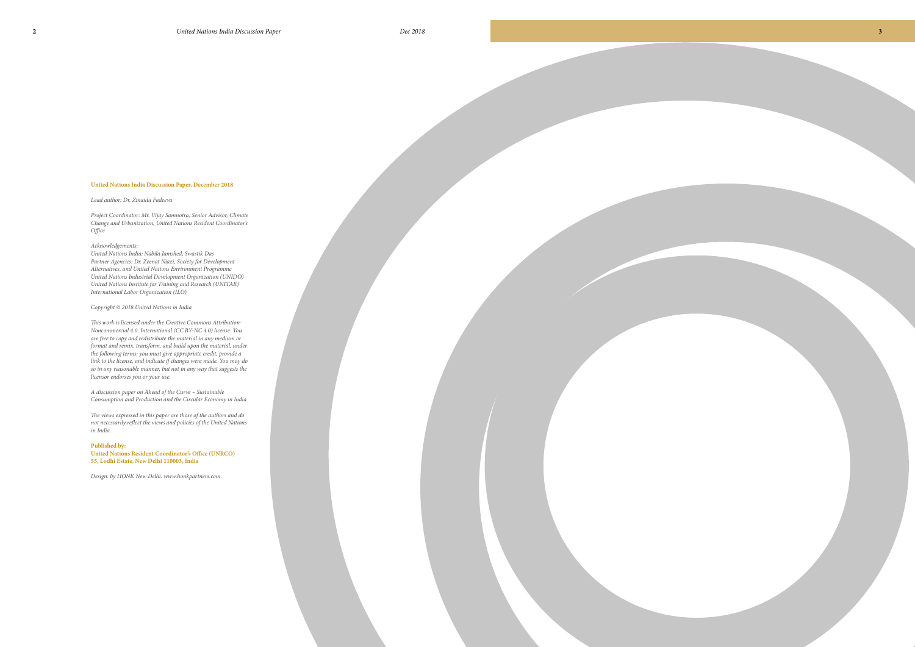**United Nations India Discussion Paper, December 2018**

*Lead author: Dr. Zinaida Fadeeva*

*Project Coordinator: Mr. Vijay Samnotra, Senior Advisor, Climate Change and Urbanization, United Nations Resident Coordinator's Office*

*Acknowledgements:*
*United Nations India: Nabila Jamshed, Swastik Das*
*Partner Agencies: Dr. Zeenat Niazi, Society for Development Alternatives, and United Nations Environment Programme*
*United Nations Industrial Development Organization (UNIDO)*
*United Nations Institute for Training and Research (UNITAR)*
*International Labor Organization (ILO)*

*Copyright © 2018 United Nations in India*

*This work is licensed under the Creative Commons Attribution-Noncommercial 4.0. International (CC BY-NC 4.0) license. You are free to copy and redistribute the material in any medium or format and remix, transform, and build upon the material, under the following terms: you must give appropriate credit, provide a link to the license, and indicate if changes were made. You may do so in any reasonable manner, but not in any way that suggests the licensor endorses you or your use.*

*A discussion paper on Ahead of the Curve – Sustainable Consumption and Production and the Circular Economy in India*

*The views expressed in this paper are those of the authors and do not necessarily reflect the views and policies of the United Nations in India.*

**Published by:**
**United Nations Resident Coordinator's Office (UNRCO)**
**55, Lodhi Estate, New Delhi 110003, India**

*Design: by HONK New Delhi. www.honkpartners.com*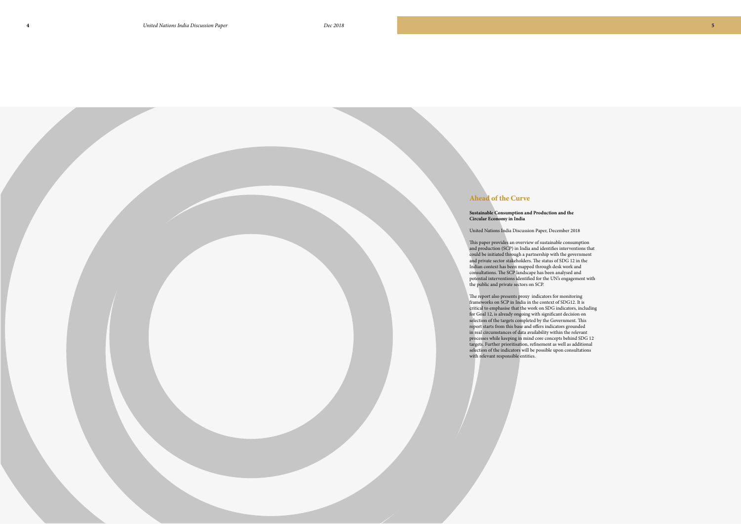# Ahead of the Curve

**Sustainable Consumption and Production and the Circular Economy in India**

United Nations India Discussion Paper, December 2018

This paper provides an overview of sustainable consumption and production (SCP) in India and identifies interventions that could be initiated through a partnership with the government and private sector stakeholders. The status of SDG 12 in the Indian context has been mapped through desk work and consultations. The SCP landscape has been analysed and potential interventions identified for the UN's engagement with the public and private sectors on SCP.

The report also presents proxy indicators for monitoring frameworks on SCP in India in the context of SDG12. It is critical to emphasise that the work on SDG indicators, including for Goal 12, is already ongoing with significant decision on selection of the targets completed by the Government. This report starts from this base and offers indicators grounded in real circumstances of data availability within the relevant processes while keeping in mind core concepts behind SDG 12 targets. Further prioritisation, refinement as well as additional selection of the indicators will be possible upon consultations with relevant responsible entities.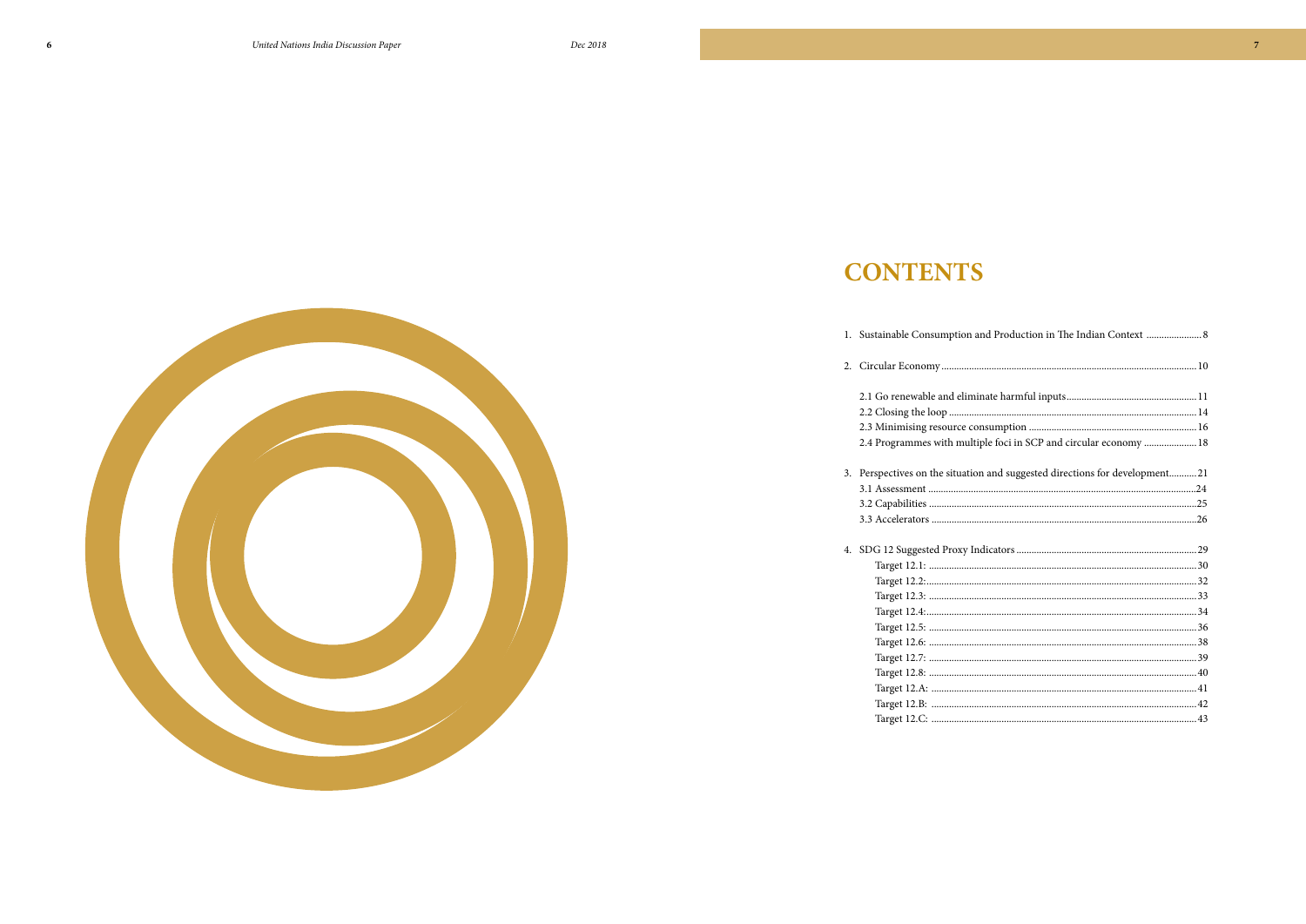# CONTENTS

1. Sustainable Consumption and Production in The Indian Context ...................... 8

2. Circular Economy ..................................................................................................... 10

   2.1 Go renewable and eliminate harmful inputs.................................................... 11
   2.2 Closing the loop ................................................................................................... 14
   2.3 Minimising resource consumption .................................................................. 16
   2.4 Programmes with multiple foci in SCP and circular economy ..................... 18

3. Perspectives on the situation and suggested directions for development........... 21
   3.1 Assessment ............................................................................................................ 24
   3.2 Capabilities ........................................................................................................... 25
   3.3 Accelerators .......................................................................................................... 26

4. SDG 12 Suggested Proxy Indicators ......................................................................... 29
   - Target 12.1: .......................................................................................................... 30
   - Target 12.2: .......................................................................................................... 32
   - Target 12.3: .......................................................................................................... 33
   - Target 12.4: .......................................................................................................... 34
   - Target 12.5: .......................................................................................................... 36
   - Target 12.6: .......................................................................................................... 38
   - Target 12.7: .......................................................................................................... 39
   - Target 12.8: .......................................................................................................... 40
   - Target 12.A: ......................................................................................................... 41
   - Target 12.B: ......................................................................................................... 42
   - Target 12.C: ......................................................................................................... 43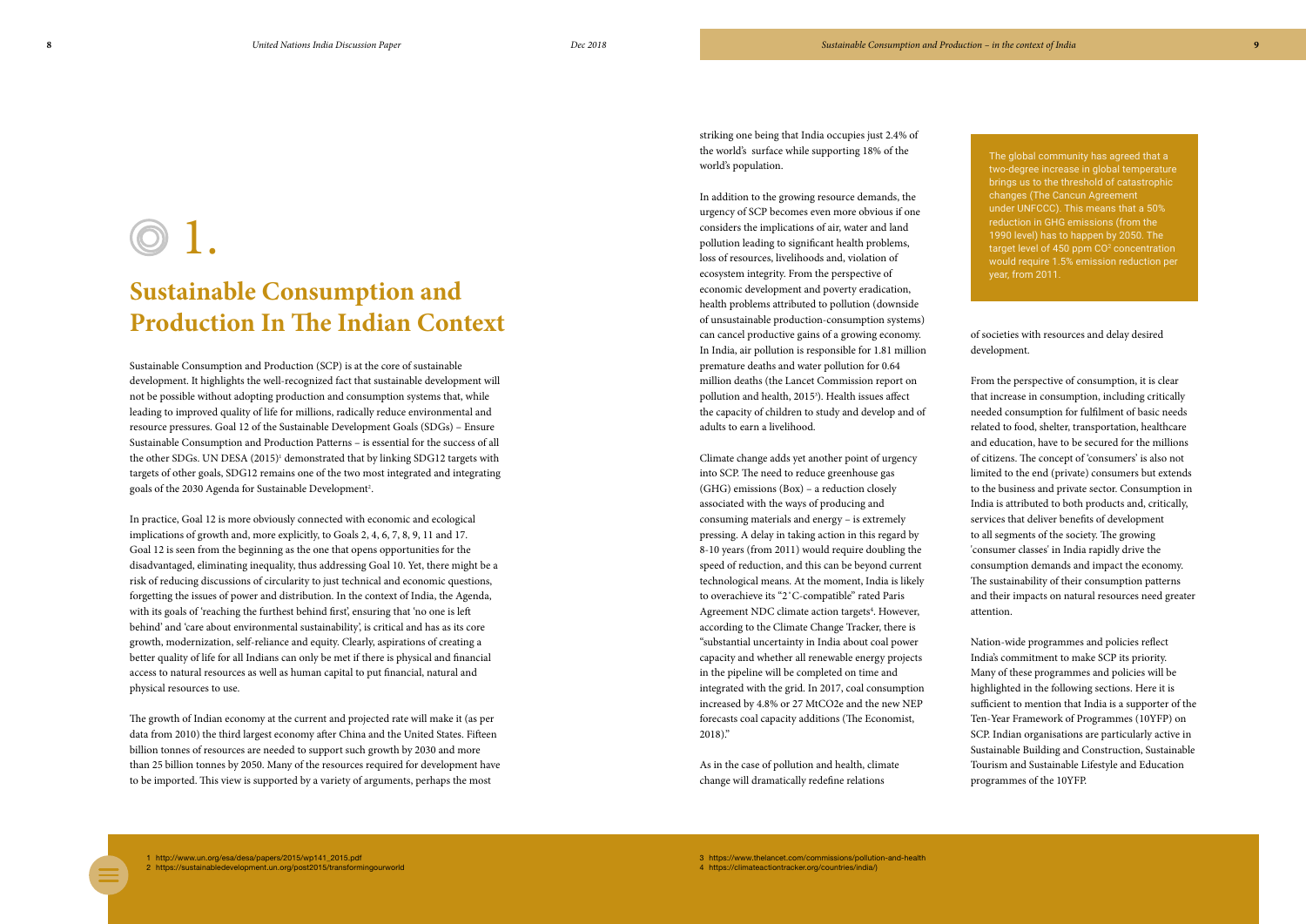# 1.

## Sustainable Consumption and Production In The Indian Context

Sustainable Consumption and Production (SCP) is at the core of sustainable development. It highlights the well-recognized fact that sustainable development will not be possible without adopting production and consumption systems that, while leading to improved quality of life for millions, radically reduce environmental and resource pressures. Goal 12 of the Sustainable Development Goals (SDGs) – Ensure Sustainable Consumption and Production Patterns – is essential for the success of all the other SDGs. UN DESA (2015)[1] demonstrated that by linking SDG12 targets with targets of other goals, SDG12 remains one of the two most integrated and integrating goals of the 2030 Agenda for Sustainable Development[2].

In practice, Goal 12 is more obviously connected with economic and ecological implications of growth and, more explicitly, to Goals 2, 4, 6, 7, 8, 9, 11 and 17. Goal 12 is seen from the beginning as the one that opens opportunities for the disadvantaged, eliminating inequality, thus addressing Goal 10. Yet, there might be a risk of reducing discussions of circularity to just technical and economic questions, forgetting the issues of power and distribution. In the context of India, the Agenda, with its goals of 'reaching the furthest behind first', ensuring that 'no one is left behind' and 'care about environmental sustainability', is critical and has as its core growth, modernization, self-reliance and equity. Clearly, aspirations of creating a better quality of life for all Indians can only be met if there is physical and financial access to natural resources as well as human capital to put financial, natural and physical resources to use.

The growth of Indian economy at the current and projected rate will make it (as per data from 2010) the third largest economy after China and the United States. Fifteen billion tonnes of resources are needed to support such growth by 2030 and more than 25 billion tonnes by 2050. Many of the resources required for development have to be imported. This view is supported by a variety of arguments, perhaps the most striking one being that India occupies just 2.4% of the world's surface while supporting 18% of the world's population.

In addition to the growing resource demands, the urgency of SCP becomes even more obvious if one considers the implications of air, water and land pollution leading to significant health problems, loss of resources, livelihoods and, violation of ecosystem integrity. From the perspective of economic development and poverty eradication, health problems attributed to pollution (downside of unsustainable production-consumption systems) can cancel productive gains of a growing economy. In India, air pollution is responsible for 1.81 million premature deaths and water pollution for 0.64 million deaths (the Lancet Commission report on pollution and health, 2015[3]). Health issues affect the capacity of children to study and develop and of adults to earn a livelihood.

Climate change adds yet another point of urgency into SCP. The need to reduce greenhouse gas (GHG) emissions (Box) – a reduction closely associated with the ways of producing and consuming materials and energy – is extremely pressing. A delay in taking action in this regard by 8-10 years (from 2011) would require doubling the speed of reduction, and this can be beyond current technological means. At the moment, India is likely to overachieve its "2˚C-compatible" rated Paris Agreement NDC climate action targets[4]. However, according to the Climate Change Tracker, there is "substantial uncertainty in India about coal power capacity and whether all renewable energy projects in the pipeline will be completed on time and integrated with the grid. In 2017, coal consumption increased by 4.8% or 27 MtCO2e and the new NEP forecasts coal capacity additions (The Economist, 2018)."

As in the case of pollution and health, climate change will dramatically redefine relations of societies with resources and delay desired development.

> The global community has agreed that a two-degree increase in global temperature brings us to the threshold of catastrophic changes (The Cancun Agreement under UNFCCC). This means that a 50% reduction in GHG emissions (from the 1990 level) has to happen by 2050. The target level of 450 ppm $CO^2$ concentration would require 1.5% emission reduction per year, from 2011.

From the perspective of consumption, it is clear that increase in consumption, including critically needed consumption for fulfilment of basic needs related to food, shelter, transportation, healthcare and education, have to be secured for the millions of citizens. The concept of 'consumers' is also not limited to the end (private) consumers but extends to the business and private sector. Consumption in India is attributed to both products and, critically, services that deliver benefits of development to all segments of the society. The growing 'consumer classes' in India rapidly drive the consumption demands and impact the economy. The sustainability of their consumption patterns and their impacts on natural resources need greater attention.

Nation-wide programmes and policies reflect India's commitment to make SCP its priority. Many of these programmes and policies will be highlighted in the following sections. Here it is sufficient to mention that India is a supporter of the Ten-Year Framework of Programmes (10YFP) on SCP. Indian organisations are particularly active in Sustainable Building and Construction, Sustainable Tourism and Sustainable Lifestyle and Education programmes of the 10YFP.

1 http://www.un.org/esa/desa/papers/2015/wp141_2015.pdf
2 https://sustainabledevelopment.un.org/post2015/transformingourworld
3 https://www.thelancet.com/commissions/pollution-and-health
4 https://climateactiontracker.org/countries/india/)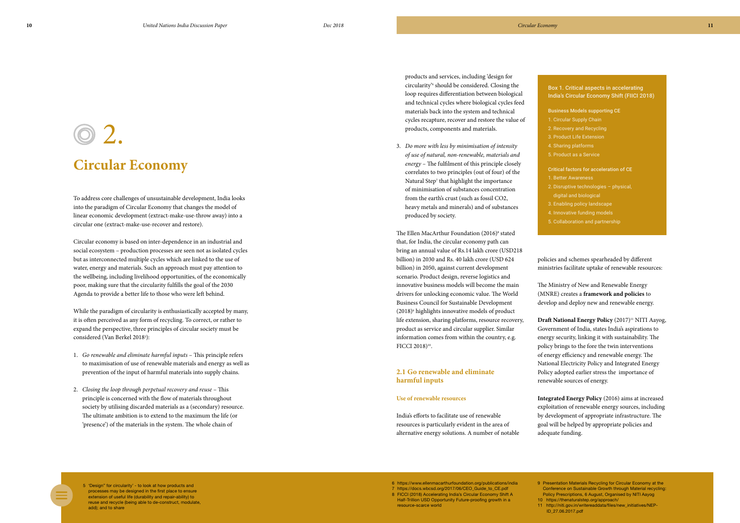# 2.

# Circular Economy

To address core challenges of unsustainable development, India looks into the paradigm of Circular Economy that changes the model of linear economic development (extract-make-use-throw away) into a circular one (extract-make-use-recover and restore).

Circular economy is based on inter-dependence in an industrial and social ecosystem – production processes are seen not as isolated cycles but as interconnected multiple cycles which are linked to the use of water, energy and materials. Such an approach must pay attention to the wellbeing, including livelihood opportunities, of the economically poor, making sure that the circularity fulfills the goal of the 2030 Agenda to provide a better life to those who were left behind.

While the paradigm of circularity is enthusiastically accepted by many, it is often perceived as any form of recycling. To correct, or rather to expand the perspective, three principles of circular society must be considered (Van Berkel 2018[5]):

1. *Go renewable and eliminate harmful inputs* – This principle refers to maximisation of use of renewable materials and energy as well as prevention of the input of harmful materials into supply chains.
2. *Closing the loop through perpetual recovery and reuse* – This principle is concerned with the flow of materials throughout society by utilising discarded materials as a (secondary) resource. The ultimate ambition is to extend to the maximum the life (or 'presence') of the materials in the system. The whole chain of products and services, including 'design for circularity'[6] should be considered. Closing the loop requires differentiation between biological and technical cycles where biological cycles feed materials back into the system and technical cycles recapture, recover and restore the value of products, components and materials.
3. *Do more with less by minimisation of intensity of use of natural, non-renewable, materials and energy* – The fulfilment of this principle closely correlates to two principles (out of four) of the Natural Step[7] that highlight the importance of minimisation of substances concentration from the earth's crust (such as fossil CO2, heavy metals and minerals) and of substances produced by society.

The Ellen MacArthur Foundation (2016)[8] stated that, for India, the circular economy path can bring an annual value of Rs.14 lakh crore (USD218 billion) in 2030 and Rs. 40 lakh crore (USD 624 billion) in 2050, against current development scenario. Product design, reverse logistics and innovative business models will become the main drivers for unlocking economic value. The World Business Council for Sustainable Development (2018)[9] highlights innovative models of product life extension, sharing platforms, resource recovery, product as service and circular supplier. Similar information comes from within the country, e.g. FICCI 2018)[10].

## 2.1 Go renewable and eliminate harmful inputs

### Use of renewable resources

India's efforts to facilitate use of renewable resources is particularly evident in the area of alternative energy solutions. A number of notable policies and schemes spearheaded by different ministries facilitate uptake of renewable resources:

> **Box 1. Critical aspects in accelerating India's Circular Economy Shift (FIICI 2018)**
>
> **Business Models supporting CE**
> 1. Circular Supply Chain
> 2. Recovery and Recycling
> 3. Product Life Extension
> 4. Sharing platforms
> 5. Product as a Service
>
> **Critical factors for acceleration of CE**
> 1. Better Awareness
> 2. Disruptive technologies – physical, digital and biological
> 3. Enabling policy landscape
> 4. Innovative funding models
> 5. Collaboration and partnership

The Ministry of New and Renewable Energy (MNRE) creates a **framework and policies** to develop and deploy new and renewable energy.

**Draft National Energy Policy** (2017)[11] NITI Aayog, Government of India, states India's aspirations to energy security, linking it with sustainability. The policy brings to the fore the twin interventions of energy efficiency and renewable energy. The National Electricity Policy and Integrated Energy Policy adopted earlier stress the importance of renewable sources of energy.

**Integrated Energy Policy** (2016) aims at increased exploitation of renewable energy sources, including by development of appropriate infrastructure. The goal will be helped by appropriate policies and adequate funding.

---

5 'Design" for circularity' - to look at how products and processes may be designed in the first place to ensure extension of useful life (durability and repair-ability) to reuse and recycle (being able to de-construct, modulate, add); and to share

6 https://www.ellenmacarthurfoundation.org/publications/india

7 https://docs.wbcsd.org/2017/06/CEO_Guide_to_CE.pdf

8 FICCI (2018) Accelerating India's Circular Economy Shift A Half-Trillion USD Opportunity Future-proofing growth in a resource-scarce world

9 Presentation Materials Recycling for Circular Economy at the Conference on Sustainable Growth through Material recycling: Policy Prescriptions, 6 August, Organised by NITI Aayog

10 https://thenaturalstep.org/approach/

11 http://niti.gov.in/writereaddata/files/new_initiatives/NEP-ID_27.06.2017.pdf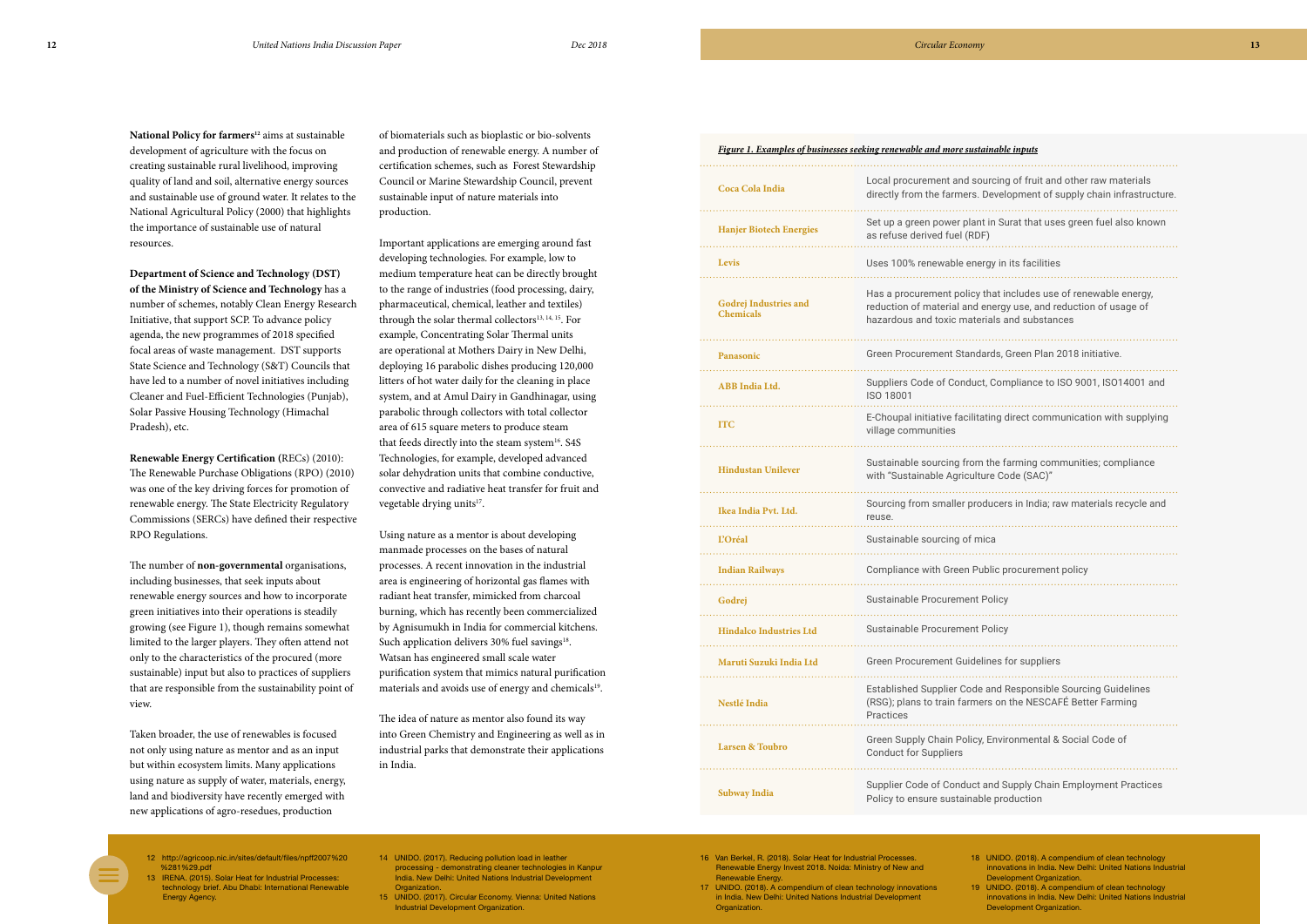**National Policy for farmers**[12] aims at sustainable development of agriculture with the focus on creating sustainable rural livelihood, improving quality of land and soil, alternative energy sources and sustainable use of ground water. It relates to the National Agricultural Policy (2000) that highlights the importance of sustainable use of natural resources.

**Department of Science and Technology (DST) of the Ministry of Science and Technology** has a number of schemes, notably Clean Energy Research Initiative, that support SCP. To advance policy agenda, the new programmes of 2018 specified focal areas of waste management. DST supports State Science and Technology (S&T) Councils that have led to a number of novel initiatives including Cleaner and Fuel-Efficient Technologies (Punjab), Solar Passive Housing Technology (Himachal Pradesh), etc.

**Renewable Energy Certification** (RECs) (2010): The Renewable Purchase Obligations (RPO) (2010) was one of the key driving forces for promotion of renewable energy. The State Electricity Regulatory Commissions (SERCs) have defined their respective RPO Regulations.

The number of **non-governmental** organisations, including businesses, that seek inputs about renewable energy sources and how to incorporate green initiatives into their operations is steadily growing (see Figure 1), though remains somewhat limited to the larger players. They often attend not only to the characteristics of the procured (more sustainable) input but also to practices of suppliers that are responsible from the sustainability point of view.

Taken broader, the use of renewables is focused not only using nature as mentor and as an input but within ecosystem limits. Many applications using nature as supply of water, materials, energy, land and biodiversity have recently emerged with new applications of agro-resedues, production of biomaterials such as bioplastic or bio-solvents and production of renewable energy. A number of certification schemes, such as Forest Stewardship Council or Marine Stewardship Council, prevent sustainable input of nature materials into production.

Important applications are emerging around fast developing technologies. For example, low to medium temperature heat can be directly brought to the range of industries (food processing, dairy, pharmaceutical, chemical, leather and textiles) through the solar thermal collectors[13, 14, 15]. For example, Concentrating Solar Thermal units are operational at Mothers Dairy in New Delhi, deploying 16 parabolic dishes producing 120,000 litters of hot water daily for the cleaning in place system, and at Amul Dairy in Gandhinagar, using parabolic through collectors with total collector area of 615 square meters to produce steam that feeds directly into the steam system[16]. S4S Technologies, for example, developed advanced solar dehydration units that combine conductive, convective and radiative heat transfer for fruit and vegetable drying units[17].

Using nature as a mentor is about developing manmade processes on the bases of natural processes. A recent innovation in the industrial area is engineering of horizontal gas flames with radiant heat transfer, mimicked from charcoal burning, which has recently been commercialized by Agnisumukh in India for commercial kitchens. Such application delivers 30% fuel savings[18]. Watsan has engineered small scale water purification system that mimics natural purification materials and avoids use of energy and chemicals[19].

The idea of nature as mentor also found its way into Green Chemistry and Engineering as well as in industrial parks that demonstrate their applications in India.

***Figure 1. Examples of businesses seeking renewable and more sustainable inputs***

| | |
|---|---|
| **Coca Cola India** | Local procurement and sourcing of fruit and other raw materials directly from the farmers. Development of supply chain infrastructure. |
| **Hanjer Biotech Energies** | Set up a green power plant in Surat that uses green fuel also known as refuse derived fuel (RDF) |
| **Levis** | Uses 100% renewable energy in its facilities |
| **Godrej Industries and Chemicals** | Has a procurement policy that includes use of renewable energy, reduction of material and energy use, and reduction of usage of hazardous and toxic materials and substances |
| **Panasonic** | Green Procurement Standards, Green Plan 2018 initiative. |
| **ABB India Ltd.** | Suppliers Code of Conduct, Compliance to ISO 9001, ISO14001 and ISO 18001 |
| **ITC** | E-Choupal initiative facilitating direct communication with supplying village communities |
| **Hindustan Unilever** | Sustainable sourcing from the farming communities; compliance with "Sustainable Agriculture Code (SAC)" |
| **Ikea India Pvt. Ltd.** | Sourcing from smaller producers in India; raw materials recycle and reuse. |
| **L'Oréal** | Sustainable sourcing of mica |
| **Indian Railways** | Compliance with Green Public procurement policy |
| **Godrej** | Sustainable Procurement Policy |
| **Hindalco Industries Ltd** | Sustainable Procurement Policy |
| **Maruti Suzuki India Ltd** | Green Procurement Guidelines for suppliers |
| **Nestlé India** | Established Supplier Code and Responsible Sourcing Guidelines (RSG); plans to train farmers on the NESCAFÉ Better Farming Practices |
| **Larsen & Toubro** | Green Supply Chain Policy, Environmental & Social Code of Conduct for Suppliers |
| **Subway India** | Supplier Code of Conduct and Supply Chain Employment Practices Policy to ensure sustainable production |

12 http://agricoop.nic.in/sites/default/files/npff2007%20%281%29.pdf

13 IRENA. (2015). Solar Heat for Industrial Processes: technology brief. Abu Dhabi: International Renewable Energy Agency.

14 UNIDO. (2017). Reducing pollution load in leather processing - demonstrating cleaner technologies in Kanpur India. New Delhi: United Nations Industrial Development Organization.

15 UNIDO. (2017). Circular Economy. Vienna: United Nations Industrial Development Organization.

16 Van Berkel, R. (2018). Solar Heat for Industrial Processes. Renewable Energy Invest 2018. Noida: Ministry of New and Renewable Energy.

17 UNIDO. (2018). A compendium of clean technology innovations in India. New Delhi: United Nations Industrial Development Organization.

18 UNIDO. (2018). A compendium of clean technology innovations in India. New Delhi: United Nations Industrial Development Organization.

19 UNIDO. (2018). A compendium of clean technology innovations in India. New Delhi: United Nations Industrial Development Organization.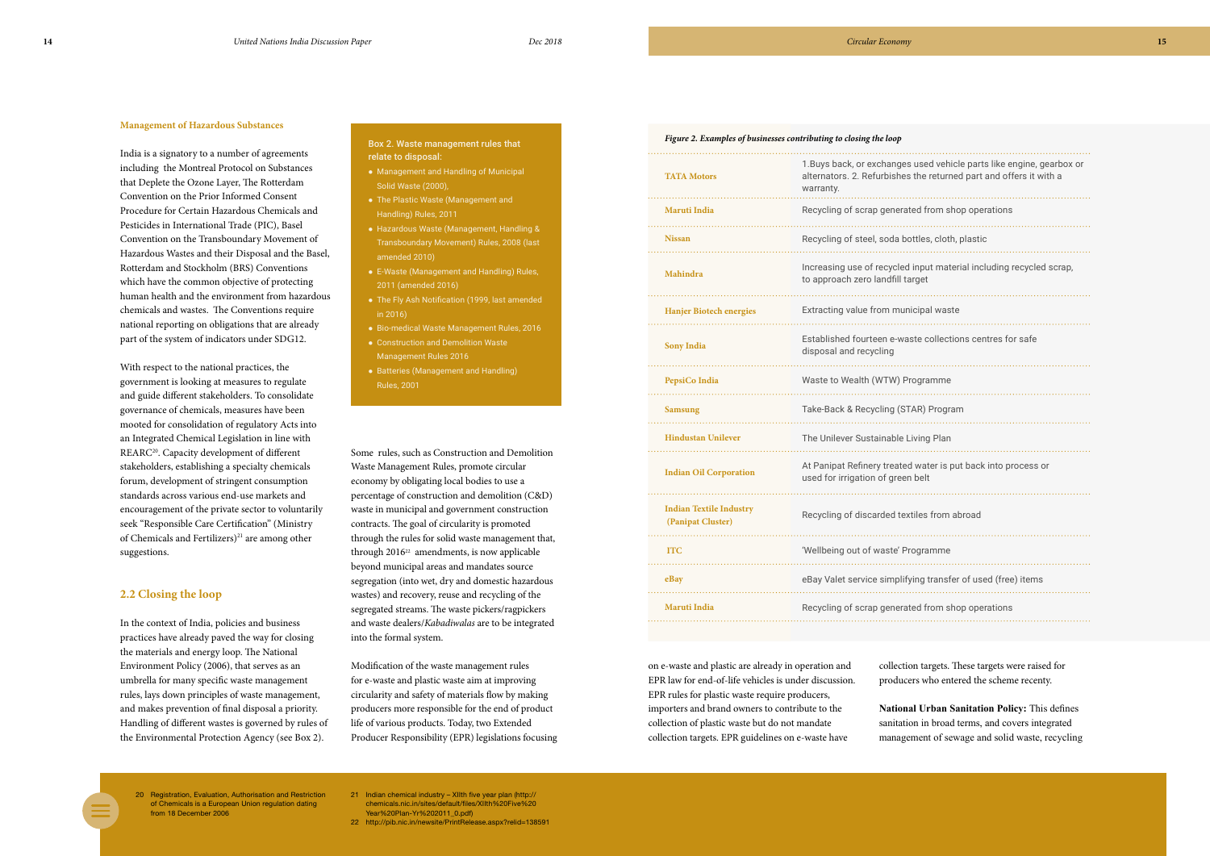### Management of Hazardous Substances

India is a signatory to a number of agreements including the Montreal Protocol on Substances that Deplete the Ozone Layer, The Rotterdam Convention on the Prior Informed Consent Procedure for Certain Hazardous Chemicals and Pesticides in International Trade (PIC), Basel Convention on the Transboundary Movement of Hazardous Wastes and their Disposal and the Basel, Rotterdam and Stockholm (BRS) Conventions which have the common objective of protecting human health and the environment from hazardous chemicals and wastes. The Conventions require national reporting on obligations that are already part of the system of indicators under SDG12.

With respect to the national practices, the government is looking at measures to regulate and guide different stakeholders. To consolidate governance of chemicals, measures have been mooted for consolidation of regulatory Acts into an Integrated Chemical Legislation in line with REARC[20]. Capacity development of different stakeholders, establishing a specialty chemicals forum, development of stringent consumption standards across various end-use markets and encouragement of the private sector to voluntarily seek "Responsible Care Certification" (Ministry of Chemicals and Fertilizers)[21] are among other suggestions.

## 2.2 Closing the loop

In the context of India, policies and business practices have already paved the way for closing the materials and energy loop. The National Environment Policy (2006), that serves as an umbrella for many specific waste management rules, lays down principles of waste management, and makes prevention of final disposal a priority. Handling of different wastes is governed by rules of the Environmental Protection Agency (see Box 2).

**Box 2. Waste management rules that relate to disposal:**

- Management and Handling of Municipal Solid Waste (2000),
- The Plastic Waste (Management and Handling) Rules, 2011
- Hazardous Waste (Management, Handling & Transboundary Movement) Rules, 2008 (last amended 2010)
- E-Waste (Management and Handling) Rules, 2011 (amended 2016)
- The Fly Ash Notification (1999, last amended in 2016)
- Bio-medical Waste Management Rules, 2016
- Construction and Demolition Waste Management Rules 2016
- Batteries (Management and Handling) Rules, 2001

Some rules, such as Construction and Demolition Waste Management Rules, promote circular economy by obligating local bodies to use a percentage of construction and demolition (C&D) waste in municipal and government construction contracts. The goal of circularity is promoted through the rules for solid waste management that, through 2016[22] amendments, is now applicable beyond municipal areas and mandates source segregation (into wet, dry and domestic hazardous wastes) and recovery, reuse and recycling of the segregated streams. The waste pickers/ragpickers and waste dealers/*Kabadiwalas* are to be integrated into the formal system.

Modification of the waste management rules for e-waste and plastic waste aim at improving circularity and safety of materials flow by making producers more responsible for the end of product life of various products. Today, two Extended Producer Responsibility (EPR) legislations focusing on e-waste and plastic are already in operation and EPR law for end-of-life vehicles is under discussion. EPR rules for plastic waste require producers, importers and brand owners to contribute to the collection of plastic waste but do not mandate collection targets. EPR guidelines on e-waste have collection targets. These targets were raised for producers who entered the scheme recenty.

*Figure 2. Examples of businesses contributing to closing the loop*

| | |
|---|---|
| TATA Motors | 1.Buys back, or exchanges used vehicle parts like engine, gearbox or alternators. 2. Refurbishes the returned part and offers it with a warranty. |
| Maruti India | Recycling of scrap generated from shop operations |
| Nissan | Recycling of steel, soda bottles, cloth, plastic |
| Mahindra | Increasing use of recycled input material including recycled scrap, to approach zero landfill target |
| Hanjer Biotech energies | Extracting value from municipal waste |
| Sony India | Established fourteen e-waste collections centres for safe disposal and recycling |
| PepsiCo India | Waste to Wealth (WTW) Programme |
| Samsung | Take-Back & Recycling (STAR) Program |
| Hindustan Unilever | The Unilever Sustainable Living Plan |
| Indian Oil Corporation | At Panipat Refinery treated water is put back into process or used for irrigation of green belt |
| Indian Textile Industry (Panipat Cluster) | Recycling of discarded textiles from abroad |
| ITC | 'Wellbeing out of waste' Programme |
| eBay | eBay Valet service simplifying transfer of used (free) items |
| Maruti India | Recycling of scrap generated from shop operations |

**National Urban Sanitation Policy:** This defines sanitation in broad terms, and covers integrated management of sewage and solid waste, recycling

20 Registration, Evaluation, Authorisation and Restriction of Chemicals is a European Union regulation dating from 18 December 2006

21 Indian chemical industry – XIIth five year plan (http://chemicals.nic.in/sites/default/files/XIIth%20Five%20Year%20Plan-Yr%202011_0.pdf)

22 http://pib.nic.in/newsite/PrintRelease.aspx?relid=138591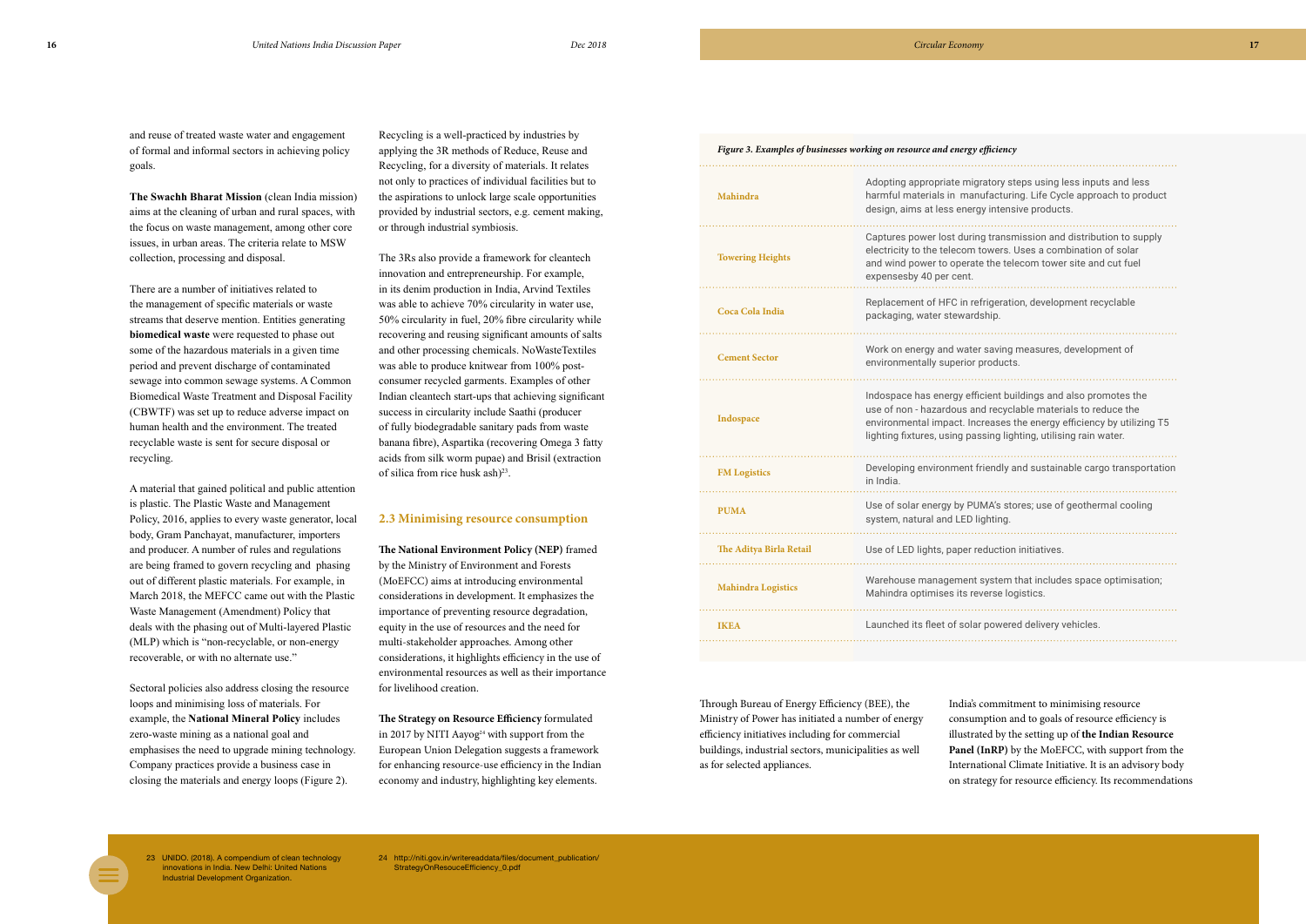and reuse of treated waste water and engagement of formal and informal sectors in achieving policy goals.

**The Swachh Bharat Mission** (clean India mission) aims at the cleaning of urban and rural spaces, with the focus on waste management, among other core issues, in urban areas. The criteria relate to MSW collection, processing and disposal.

There are a number of initiatives related to the management of specific materials or waste streams that deserve mention. Entities generating **biomedical waste** were requested to phase out some of the hazardous materials in a given time period and prevent discharge of contaminated sewage into common sewage systems. A Common Biomedical Waste Treatment and Disposal Facility (CBWTF) was set up to reduce adverse impact on human health and the environment. The treated recyclable waste is sent for secure disposal or recycling.

A material that gained political and public attention is plastic. The Plastic Waste and Management Policy, 2016, applies to every waste generator, local body, Gram Panchayat, manufacturer, importers and producer. A number of rules and regulations are being framed to govern recycling and phasing out of different plastic materials. For example, in March 2018, the MEFCC came out with the Plastic Waste Management (Amendment) Policy that deals with the phasing out of Multi-layered Plastic (MLP) which is "non-recyclable, or non-energy recoverable, or with no alternate use."

Sectoral policies also address closing the resource loops and minimising loss of materials. For example, the **National Mineral Policy** includes zero-waste mining as a national goal and emphasises the need to upgrade mining technology. Company practices provide a business case in closing the materials and energy loops (Figure 2).

Recycling is a well-practiced by industries by applying the 3R methods of Reduce, Reuse and Recycling, for a diversity of materials. It relates not only to practices of individual facilities but to the aspirations to unlock large scale opportunities provided by industrial sectors, e.g. cement making, or through industrial symbiosis.

The 3Rs also provide a framework for cleantech innovation and entrepreneurship. For example, in its denim production in India, Arvind Textiles was able to achieve 70% circularity in water use, 50% circularity in fuel, 20% fibre circularity while recovering and reusing significant amounts of salts and other processing chemicals. NoWasteTextiles was able to produce knitwear from 100% post-consumer recycled garments. Examples of other Indian cleantech start-ups that achieving significant success in circularity include Saathi (producer of fully biodegradable sanitary pads from waste banana fibre), Aspartika (recovering Omega 3 fatty acids from silk worm pupae) and Brisil (extraction of silica from rice husk ash)[23].

## 2.3 Minimising resource consumption

**The National Environment Policy (NEP)** framed by the Ministry of Environment and Forests (MoEFCC) aims at introducing environmental considerations in development. It emphasizes the importance of preventing resource degradation, equity in the use of resources and the need for multi-stakeholder approaches. Among other considerations, it highlights efficiency in the use of environmental resources as well as their importance for livelihood creation.

**The Strategy on Resource Efficiency** formulated in 2017 by NITI Aayog[24] with support from the European Union Delegation suggests a framework for enhancing resource-use efficiency in the Indian economy and industry, highlighting key elements.

*Figure 3. Examples of businesses working on resource and energy efficiency*

| | |
|---|---|
| Mahindra | Adopting appropriate migratory steps using less inputs and less harmful materials in manufacturing. Life Cycle approach to product design, aims at less energy intensive products. |
| Towering Heights | Captures power lost during transmission and distribution to supply electricity to the telecom towers. Uses a combination of solar and wind power to operate the telecom tower site and cut fuel expensesby 40 per cent. |
| Coca Cola India | Replacement of HFC in refrigeration, development recyclable packaging, water stewardship. |
| Cement Sector | Work on energy and water saving measures, development of environmentally superior products. |
| Indospace | Indospace has energy efficient buildings and also promotes the use of non - hazardous and recyclable materials to reduce the environmental impact. Increases the energy efficiency by utilizing T5 lighting fixtures, using passing lighting, utilising rain water. |
| FM Logistics | Developing environment friendly and sustainable cargo transportation in India. |
| PUMA | Use of solar energy by PUMA's stores; use of geothermal cooling system, natural and LED lighting. |
| The Aditya Birla Retail | Use of LED lights, paper reduction initiatives. |
| Mahindra Logistics | Warehouse management system that includes space optimisation; Mahindra optimises its reverse logistics. |
| IKEA | Launched its fleet of solar powered delivery vehicles. |

Through Bureau of Energy Efficiency (BEE), the Ministry of Power has initiated a number of energy efficiency initiatives including for commercial buildings, industrial sectors, municipalities as well as for selected appliances.

India's commitment to minimising resource consumption and to goals of resource efficiency is illustrated by the setting up of **the Indian Resource Panel (InRP)** by the MoEFCC, with support from the International Climate Initiative. It is an advisory body on strategy for resource efficiency. Its recommendations

23 UNIDO. (2018). A compendium of clean technology innovations in India. New Delhi: United Nations Industrial Development Organization.

24 http://niti.gov.in/writereaddata/files/document_publication/StrategyOnResouceEfficiency_0.pdf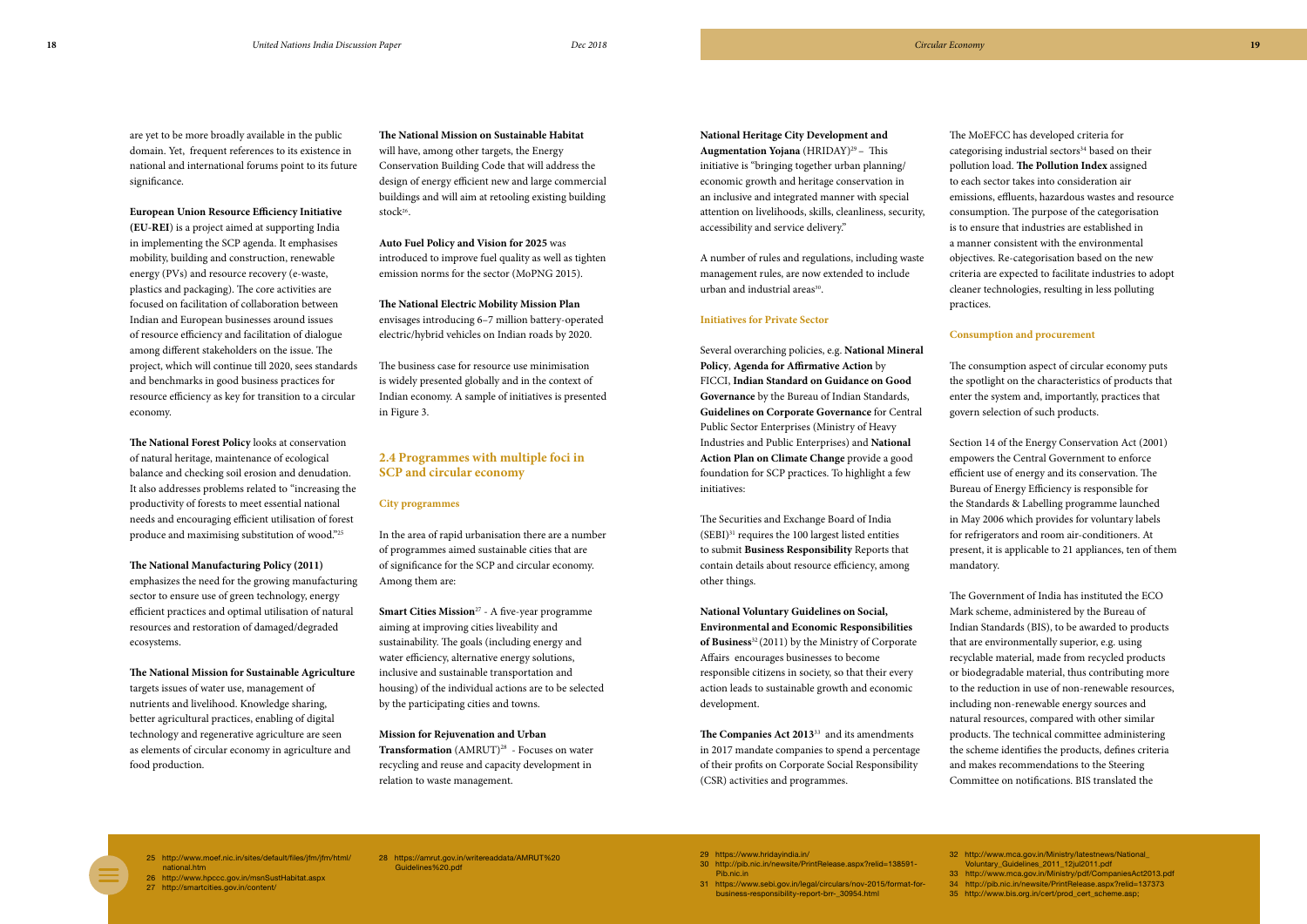are yet to be more broadly available in the public domain. Yet, frequent references to its existence in national and international forums point to its future significance.

**European Union Resource Efficiency Initiative (EU-REI)** is a project aimed at supporting India in implementing the SCP agenda. It emphasises mobility, building and construction, renewable energy (PVs) and resource recovery (e-waste, plastics and packaging). The core activities are focused on facilitation of collaboration between Indian and European businesses around issues of resource efficiency and facilitation of dialogue among different stakeholders on the issue. The project, which will continue till 2020, sees standards and benchmarks in good business practices for resource efficiency as key for transition to a circular economy.

**The National Forest Policy** looks at conservation of natural heritage, maintenance of ecological balance and checking soil erosion and denudation. It also addresses problems related to "increasing the productivity of forests to meet essential national needs and encouraging efficient utilisation of forest produce and maximising substitution of wood."[25]

**The National Manufacturing Policy (2011)** emphasizes the need for the growing manufacturing sector to ensure use of green technology, energy efficient practices and optimal utilisation of natural resources and restoration of damaged/degraded ecosystems.

**The National Mission for Sustainable Agriculture** targets issues of water use, management of nutrients and livelihood. Knowledge sharing, better agricultural practices, enabling of digital technology and regenerative agriculture are seen as elements of circular economy in agriculture and food production.

**The National Mission on Sustainable Habitat** will have, among other targets, the Energy Conservation Building Code that will address the design of energy efficient new and large commercial buildings and will aim at retooling existing building stock[26].

**Auto Fuel Policy and Vision for 2025** was introduced to improve fuel quality as well as tighten emission norms for the sector (MoPNG 2015).

**The National Electric Mobility Mission Plan** envisages introducing 6–7 million battery-operated electric/hybrid vehicles on Indian roads by 2020.

The business case for resource use minimisation is widely presented globally and in the context of Indian economy. A sample of initiatives is presented in Figure 3.

## 2.4 Programmes with multiple foci in SCP and circular economy

### City programmes

In the area of rapid urbanisation there are a number of programmes aimed sustainable cities that are of significance for the SCP and circular economy. Among them are:

**Smart Cities Mission**[27] - A five-year programme aiming at improving cities liveability and sustainability. The goals (including energy and water efficiency, alternative energy solutions, inclusive and sustainable transportation and housing) of the individual actions are to be selected by the participating cities and towns.

**Mission for Rejuvenation and Urban Transformation** (AMRUT)[28] - Focuses on water recycling and reuse and capacity development in relation to waste management.

**National Heritage City Development and Augmentation Yojana** (HRIDAY)[29] – This initiative is "bringing together urban planning/ economic growth and heritage conservation in an inclusive and integrated manner with special attention on livelihoods, skills, cleanliness, security, accessibility and service delivery."

A number of rules and regulations, including waste management rules, are now extended to include urban and industrial areas[30].

### Initiatives for Private Sector

Several overarching policies, e.g. **National Mineral Policy**, **Agenda for Affirmative Action** by FICCI, **Indian Standard on Guidance on Good Governance** by the Bureau of Indian Standards, **Guidelines on Corporate Governance** for Central Public Sector Enterprises (Ministry of Heavy Industries and Public Enterprises) and **National Action Plan on Climate Change** provide a good foundation for SCP practices. To highlight a few initiatives:

The Securities and Exchange Board of India (SEBI)[31] requires the 100 largest listed entities to submit **Business Responsibility** Reports that contain details about resource efficiency, among other things.

**National Voluntary Guidelines on Social, Environmental and Economic Responsibilities of Business**[32] (2011) by the Ministry of Corporate Affairs encourages businesses to become responsible citizens in society, so that their every action leads to sustainable growth and economic development.

**The Companies Act 2013**[33] and its amendments in 2017 mandate companies to spend a percentage of their profits on Corporate Social Responsibility (CSR) activities and programmes.

The MoEFCC has developed criteria for categorising industrial sectors[34] based on their pollution load. **The Pollution Index** assigned to each sector takes into consideration air emissions, effluents, hazardous wastes and resource consumption. The purpose of the categorisation is to ensure that industries are established in a manner consistent with the environmental objectives. Re-categorisation based on the new criteria are expected to facilitate industries to adopt cleaner technologies, resulting in less polluting practices.

### Consumption and procurement

The consumption aspect of circular economy puts the spotlight on the characteristics of products that enter the system and, importantly, practices that govern selection of such products.

Section 14 of the Energy Conservation Act (2001) empowers the Central Government to enforce efficient use of energy and its conservation. The Bureau of Energy Efficiency is responsible for the Standards & Labelling programme launched in May 2006 which provides for voluntary labels for refrigerators and room air-conditioners. At present, it is applicable to 21 appliances, ten of them mandatory.

The Government of India has instituted the ECO Mark scheme, administered by the Bureau of Indian Standards (BIS), to be awarded to products that are environmentally superior, e.g. using recyclable material, made from recycled products or biodegradable material, thus contributing more to the reduction in use of non-renewable resources, including non-renewable energy sources and natural resources, compared with other similar products. The technical committee administering the scheme identifies the products, defines criteria and makes recommendations to the Steering Committee on notifications. BIS translated the

---

25 http://www.moef.nic.in/sites/default/files/jfm/jfm/html/national.htm
26 http://www.hpccc.gov.in/msnSustHabitat.aspx
27 http://smartcities.gov.in/content/
28 https://amrut.gov.in/writereaddata/AMRUT%20Guidelines%20.pdf
29 https://www.hridayindia.in/
30 http://pib.nic.in/newsite/PrintRelease.aspx?relid=138591-Pib.nic.in
31 https://www.sebi.gov.in/legal/circulars/nov-2015/format-for-business-responsibility-report-brr-_30954.html
32 http://www.mca.gov.in/Ministry/latestnews/National_Voluntary_Guidelines_2011_12jul2011.pdf
33 http://www.mca.gov.in/Ministry/pdf/CompaniesAct2013.pdf
34 http://pib.nic.in/newsite/PrintRelease.aspx?relid=137373
35 http://www.bis.org.in/cert/prod_cert_scheme.asp;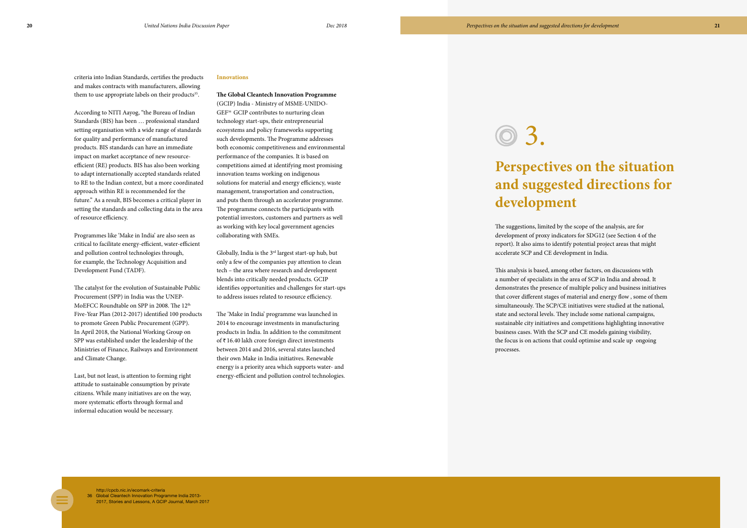criteria into Indian Standards, certifies the products and makes contracts with manufacturers, allowing them to use appropriate labels on their products[35].

According to NITI Aayog, "the Bureau of Indian Standards (BIS) has been … professional standard setting organisation with a wide range of standards for quality and performance of manufactured products. BIS standards can have an immediate impact on market acceptance of new resource-efficient (RE) products. BIS has also been working to adapt internationally accepted standards related to RE to the Indian context, but a more coordinated approach within RE is recommended for the future." As a result, BIS becomes a critical player in setting the standards and collecting data in the area of resource efficiency.

Programmes like 'Make in India' are also seen as critical to facilitate energy-efficient, water-efficient and pollution control technologies through, for example, the Technology Acquisition and Development Fund (TADF).

The catalyst for the evolution of Sustainable Public Procurement (SPP) in India was the UNEP-MoEFCC Roundtable on SPP in 2008. The 12th Five-Year Plan (2012-2017) identified 100 products to promote Green Public Procurement (GPP). In April 2018, the National Working Group on SPP was established under the leadership of the Ministries of Finance, Railways and Environment and Climate Change.

Last, but not least, is attention to forming right attitude to sustainable consumption by private citizens. While many initiatives are on the way, more systematic efforts through formal and informal education would be necessary.

**Innovations**

**The Global Cleantech Innovation Programme** (GCIP) India - Ministry of MSME-UNIDO-GEF[36] GCIP contributes to nurturing clean technology start-ups, their entrepreneurial ecosystems and policy frameworks supporting such developments. The Programme addresses both economic competitiveness and environmental performance of the companies. It is based on competitions aimed at identifying most promising innovation teams working on indigenous solutions for material and energy efficiency, waste management, transportation and construction, and puts them through an accelerator programme. The programme connects the participants with potential investors, customers and partners as well as working with key local government agencies collaborating with SMEs.

Globally, India is the 3rd largest start-up hub, but only a few of the companies pay attention to clean tech – the area where research and development blends into critically needed products. GCIP identifies opportunities and challenges for start-ups to address issues related to resource efficiency.

The 'Make in India' programme was launched in 2014 to encourage investments in manufacturing products in India. In addition to the commitment of ₹ 16.40 lakh crore foreign direct investments between 2014 and 2016, several states launched their own Make in India initiatives. Renewable energy is a priority area which supports water- and energy-efficient and pollution control technologies.

35 http://cpcb.nic.in/ecomark-criteria
36 Global Cleantech Innovation Programme India 2013-2017, Stories and Lessons, A GCIP Journal, March 2017

# 3. Perspectives on the situation and suggested directions for development

The suggestions, limited by the scope of the analysis, are for development of proxy indicators for SDG12 (see Section 4 of the report). It also aims to identify potential project areas that might accelerate SCP and CE development in India.

This analysis is based, among other factors, on discussions with a number of specialists in the area of SCP in India and abroad. It demonstrates the presence of multiple policy and business initiatives that cover different stages of material and energy flow , some of them simultaneously. The SCP/CE initiatives were studied at the national, state and sectoral levels. They include some national campaigns, sustainable city initiatives and competitions highlighting innovative business cases. With the SCP and CE models gaining visibility, the focus is on actions that could optimise and scale up ongoing processes.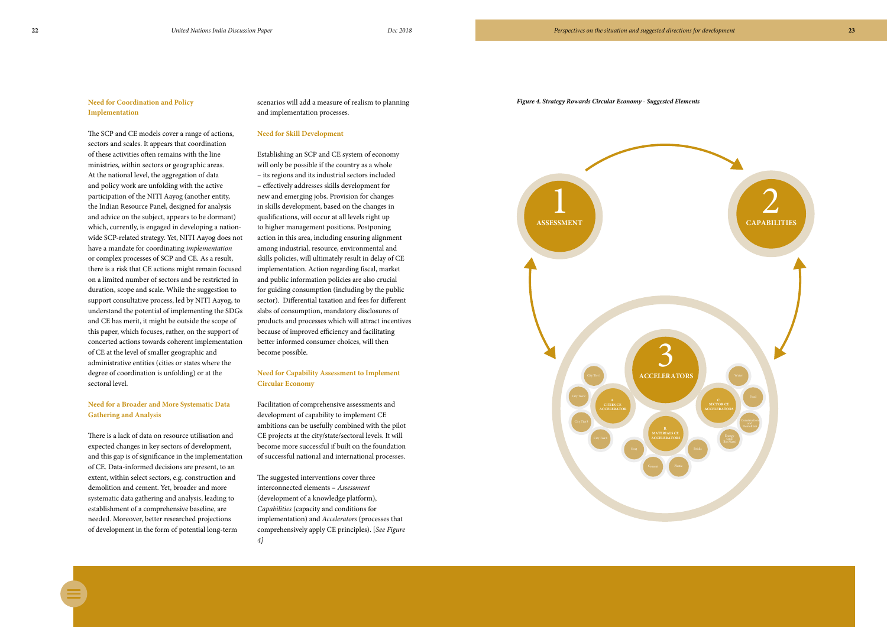### Need for Coordination and Policy Implementation

The SCP and CE models cover a range of actions, sectors and scales. It appears that coordination of these activities often remains with the line ministries, within sectors or geographic areas. At the national level, the aggregation of data and policy work are unfolding with the active participation of the NITI Aayog (another entity, the Indian Resource Panel, designed for analysis and advice on the subject, appears to be dormant) which, currently, is engaged in developing a nation-wide SCP-related strategy. Yet, NITI Aayog does not have a mandate for coordinating *implementation* or complex processes of SCP and CE. As a result, there is a risk that CE actions might remain focused on a limited number of sectors and be restricted in duration, scope and scale. While the suggestion to support consultative process, led by NITI Aayog, to understand the potential of implementing the SDGs and CE has merit, it might be outside the scope of this paper, which focuses, rather, on the support of concerted actions towards coherent implementation of CE at the level of smaller geographic and administrative entities (cities or states where the degree of coordination is unfolding) or at the sectoral level.

### Need for a Broader and More Systematic Data Gathering and Analysis

There is a lack of data on resource utilisation and expected changes in key sectors of development, and this gap is of significance in the implementation of CE. Data-informed decisions are present, to an extent, within select sectors, e.g. construction and demolition and cement. Yet, broader and more systematic data gathering and analysis, leading to establishment of a comprehensive baseline, are needed. Moreover, better researched projections of development in the form of potential long-term scenarios will add a measure of realism to planning and implementation processes.

### Need for Skill Development

Establishing an SCP and CE system of economy will only be possible if the country as a whole – its regions and its industrial sectors included – effectively addresses skills development for new and emerging jobs. Provision for changes in skills development, based on the changes in qualifications, will occur at all levels right up to higher management positions. Postponing action in this area, including ensuring alignment among industrial, resource, environmental and skills policies, will ultimately result in delay of CE implementation. Action regarding fiscal, market and public information policies are also crucial for guiding consumption (including by the public sector). Differential taxation and fees for different slabs of consumption, mandatory disclosures of products and processes which will attract incentives because of improved efficiency and facilitating better informed consumer choices, will then become possible.

### Need for Capability Assessment to Implement Circular Economy

Facilitation of comprehensive assessments and development of capability to implement CE ambitions can be usefully combined with the pilot CE projects at the city/state/sectoral levels. It will become more successful if built on the foundation of successful national and international processes.

The suggested interventions cover three interconnected elements – *Assessment* (development of a knowledge platform), *Capabilities* (capacity and conditions for implementation) and *Accelerators* (processes that comprehensively apply CE principles). [*See Figure 4]*

***Figure 4. Strategy Rewards Circular Economy - Suggested Elements***

1 ASSESSMENT

2 CAPABILITIES

3 ACCELERATORS

A. CITIES CE ACCELERATOR: City Tier 1, City Tier 2, City Tier 3, City Tier 4

B. MATERIALS CE ACCELERATORS: Steel, Cement, Plastic, Metals

C. SECTOR CE ACCELERATORS: Water, Food, Construction and Demolition, Energy and Re-Manuf.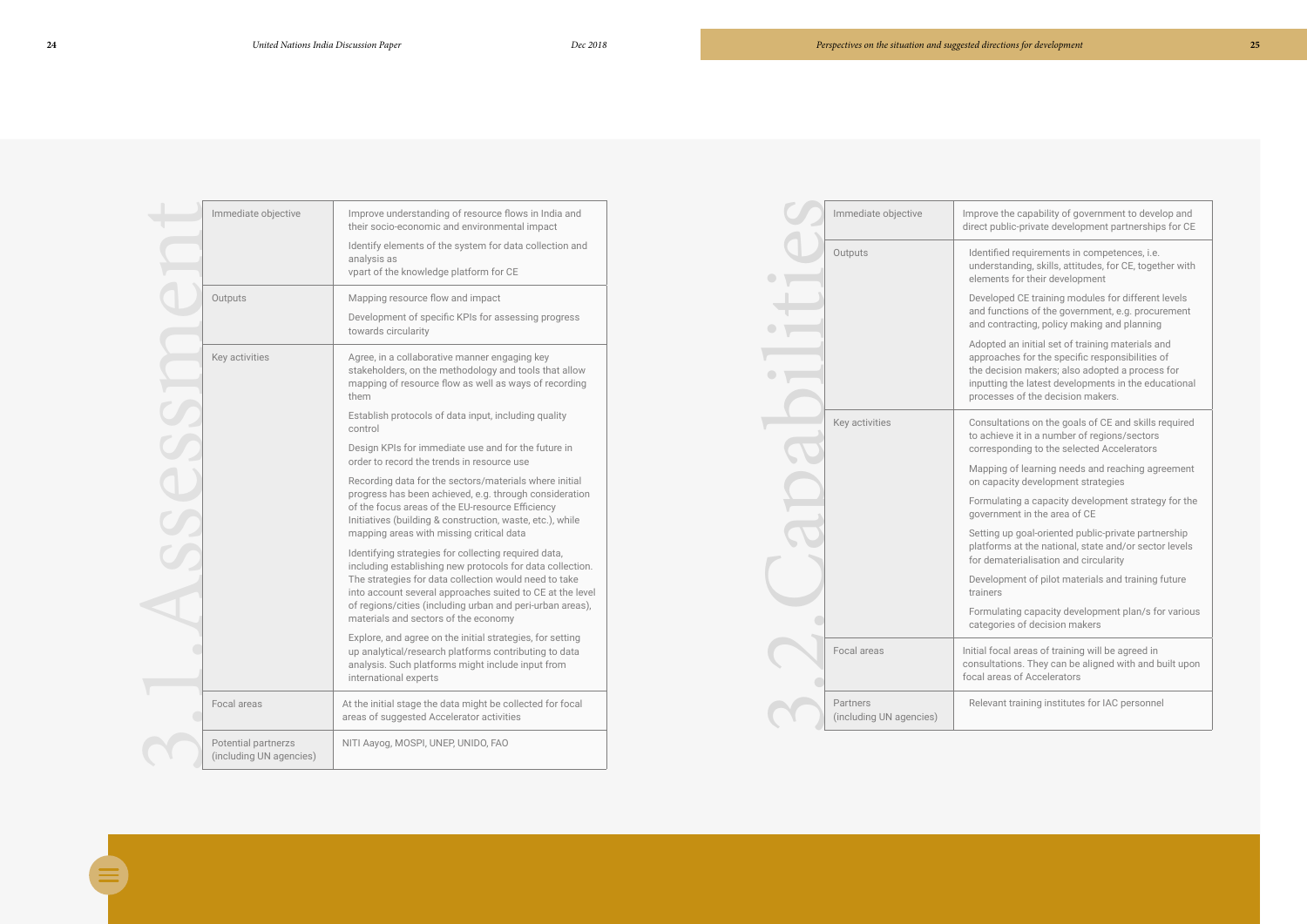## 3.1. Assessment

| | |
|---|---|
| Immediate objective | Improve understanding of resource flows in India and their socio-economic and environmental impact<br><br>Identify elements of the system for data collection and analysis as<br>vpart of the knowledge platform for CE |
| Outputs | Mapping resource flow and impact<br><br>Development of specific KPIs for assessing progress towards circularity |
| Key activities | Agree, in a collaborative manner engaging key stakeholders, on the methodology and tools that allow mapping of resource flow as well as ways of recording them<br><br>Establish protocols of data input, including quality control<br><br>Design KPIs for immediate use and for the future in order to record the trends in resource use<br><br>Recording data for the sectors/materials where initial progress has been achieved, e.g. through consideration of the focus areas of the EU-resource Efficiency Initiatives (building & construction, waste, etc.), while mapping areas with missing critical data<br><br>Identifying strategies for collecting required data, including establishing new protocols for data collection. The strategies for data collection would need to take into account several approaches suited to CE at the level of regions/cities (including urban and peri-urban areas), materials and sectors of the economy<br><br>Explore, and agree on the initial strategies, for setting up analytical/research platforms contributing to data analysis. Such platforms might include input from international experts |
| Focal areas | At the initial stage the data might be collected for focal areas of suggested Accelerator activities |
| Potential partnerzs (including UN agencies) | NITI Aayog, MOSPI, UNEP, UNIDO, FAO |

## 3.2. Capabilities

| | |
|---|---|
| Immediate objective | Improve the capability of government to develop and direct public-private development partnerships for CE |
| Outputs | Identified requirements in competences, i.e. understanding, skills, attitudes, for CE, together with elements for their development<br><br>Developed CE training modules for different levels and functions of the government, e.g. procurement and contracting, policy making and planning<br><br>Adopted an initial set of training materials and approaches for the specific responsibilities of the decision makers; also adopted a process for inputting the latest developments in the educational processes of the decision makers. |
| Key activities | Consultations on the goals of CE and skills required to achieve it in a number of regions/sectors corresponding to the selected Accelerators<br><br>Mapping of learning needs and reaching agreement on capacity development strategies<br><br>Formulating a capacity development strategy for the government in the area of CE<br><br>Setting up goal-oriented public-private partnership platforms at the national, state and/or sector levels for dematerialisation and circularity<br><br>Development of pilot materials and training future trainers<br><br>Formulating capacity development plan/s for various categories of decision makers |
| Focal areas | Initial focal areas of training will be agreed in consultations. They can be aligned with and built upon focal areas of Accelerators |
| Partners (including UN agencies) | Relevant training institutes for IAC personnel |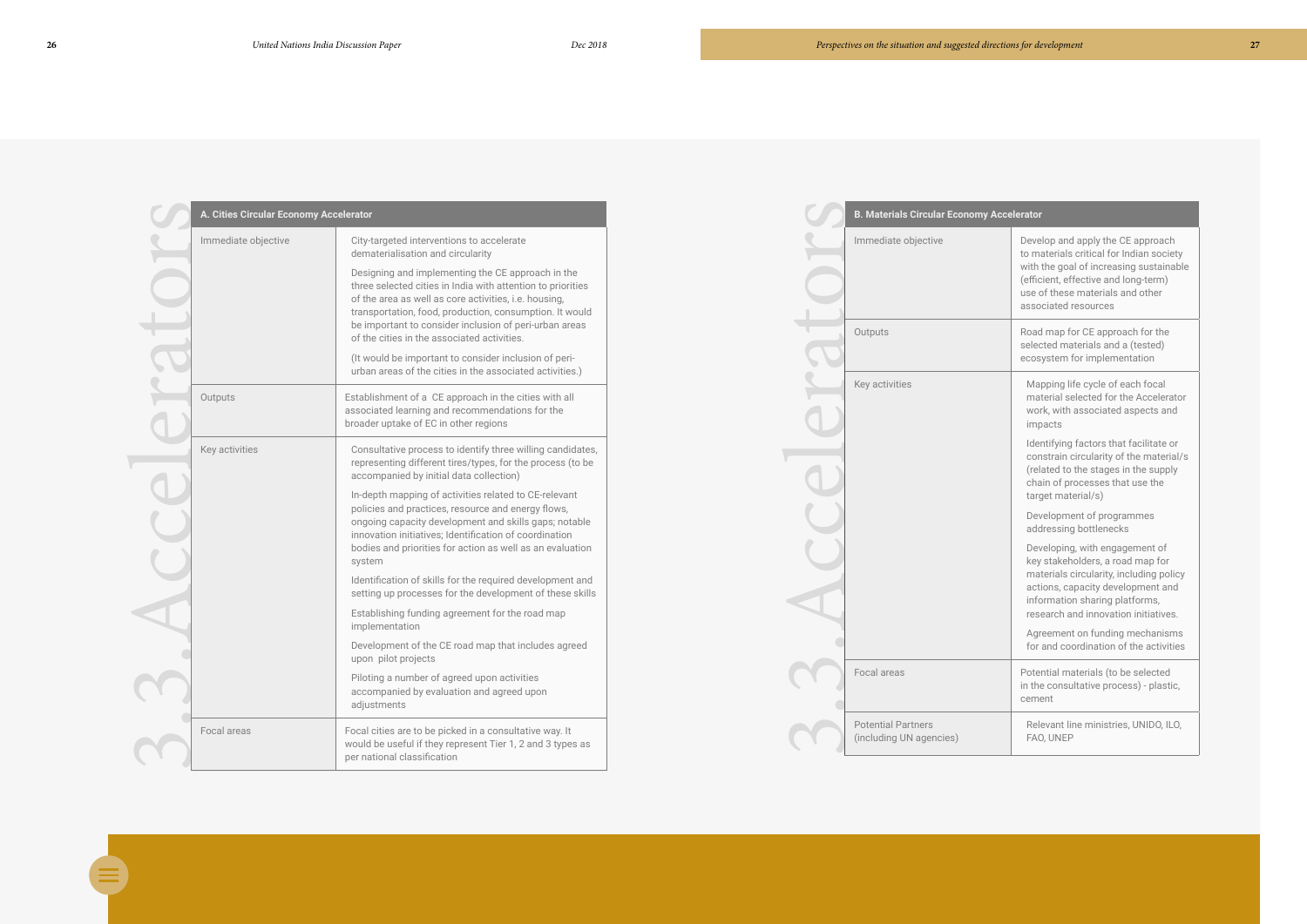## 3.3. Accelerators

| A. Cities Circular Economy Accelerator | |
|---|---|
| Immediate objective | City-targeted interventions to accelerate dematerialisation and circularity<br><br>Designing and implementing the CE approach in the three selected cities in India with attention to priorities of the area as well as core activities, i.e. housing, transportation, food, production, consumption. It would be important to consider inclusion of peri-urban areas of the cities in the associated activities.<br><br>(It would be important to consider inclusion of peri-urban areas of the cities in the associated activities.) |
| Outputs | Establishment of a CE approach in the cities with all associated learning and recommendations for the broader uptake of EC in other regions |
| Key activities | Consultative process to identify three willing candidates, representing different tires/types, for the process (to be accompanied by initial data collection)<br><br>In-depth mapping of activities related to CE-relevant policies and practices, resource and energy flows, ongoing capacity development and skills gaps; notable innovation initiatives; Identification of coordination bodies and priorities for action as well as an evaluation system<br><br>Identification of skills for the required development and setting up processes for the development of these skills<br><br>Establishing funding agreement for the road map implementation<br><br>Development of the CE road map that includes agreed upon pilot projects<br><br>Piloting a number of agreed upon activities accompanied by evaluation and agreed upon adjustments |
| Focal areas | Focal cities are to be picked in a consultative way. It would be useful if they represent Tier 1, 2 and 3 types as per national classification |

| B. Materials Circular Economy Accelerator | |
|---|---|
| Immediate objective | Develop and apply the CE approach to materials critical for Indian society with the goal of increasing sustainable (efficient, effective and long-term) use of these materials and other associated resources |
| Outputs | Road map for CE approach for the selected materials and a (tested) ecosystem for implementation |
| Key activities | Mapping life cycle of each focal material selected for the Accelerator work, with associated aspects and impacts<br><br>Identifying factors that facilitate or constrain circularity of the material/s (related to the stages in the supply chain of processes that use the target material/s)<br><br>Development of programmes addressing bottlenecks<br><br>Developing, with engagement of key stakeholders, a road map for materials circularity, including policy actions, capacity development and information sharing platforms, research and innovation initiatives.<br><br>Agreement on funding mechanisms for and coordination of the activities |
| Focal areas | Potential materials (to be selected in the consultative process) - plastic, cement |
| Potential Partners (including UN agencies) | Relevant line ministries, UNIDO, ILO, FAO, UNEP |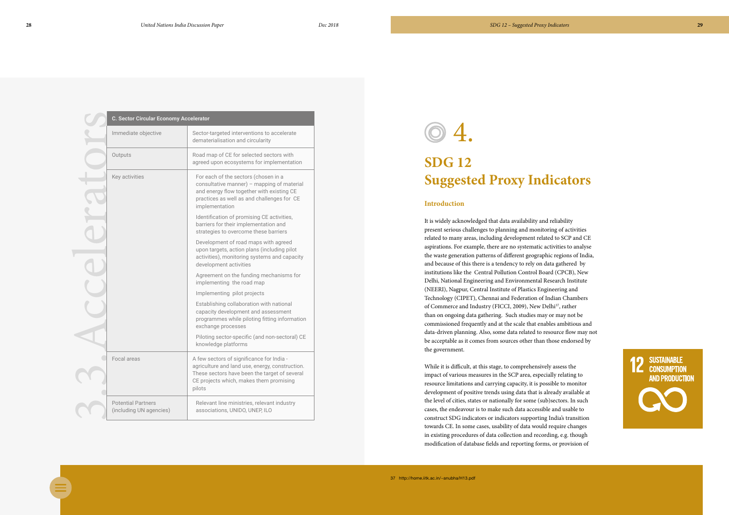## 3.3. Accelerators

| C. Sector Circular Economy Accelerator | |
|---|---|
| Immediate objective | Sector-targeted interventions to accelerate dematerialisation and circularity |
| Outputs | Road map of CE for selected sectors with agreed upon ecosystems for implementation |
| Key activities | For each of the sectors (chosen in a consultative manner) – mapping of material and energy flow together with existing CE practices as well as and challenges for CE implementation<br><br>Identification of promising CE activities, barriers for their implementation and strategies to overcome these barriers<br><br>Development of road maps with agreed upon targets, action plans (including pilot activities), monitoring systems and capacity development activities<br><br>Agreement on the funding mechanisms for implementing the road map<br><br>Implementing pilot projects<br><br>Establishing collaboration with national capacity development and assessment programmes while piloting fitting information exchange processes<br><br>Piloting sector-specific (and non-sectoral) CE knowledge platforms |
| Focal areas | A few sectors of significance for India - agriculture and land use, energy, construction. These sectors have been the target of several CE projects which, makes them promising pilots |
| Potential Partners (including UN agencies) | Relevant line ministries, relevant industry associations, UNIDO, UNEP, ILO |

# 4. SDG 12 Suggested Proxy Indicators

### Introduction

It is widely acknowledged that data availability and reliability present serious challenges to planning and monitoring of activities related to many areas, including development related to SCP and CE aspirations. For example, there are no systematic activities to analyse the waste generation patterns of different geographic regions of India, and because of this there is a tendency to rely on data gathered by institutions like the Central Pollution Control Board (CPCB), New Delhi, National Engineering and Environmental Research Institute (NEERI), Nagpur, Central Institute of Plastics Engineering and Technology (CIPET), Chennai and Federation of Indian Chambers of Commerce and Industry (FICCI, 2009), New Delhi[37], rather than on ongoing data gathering. Such studies may or may not be commissioned frequently and at the scale that enables ambitious and data-driven planning. Also, some data related to resource flow may not be acceptable as it comes from sources other than those endorsed by the government.

While it is difficult, at this stage, to comprehensively assess the impact of various measures in the SCP area, especially relating to resource limitations and carrying capacity, it is possible to monitor development of positive trends using data that is already available at the level of cities, states or nationally for some (sub)sectors. In such cases, the endeavour is to make such data accessible and usable to construct SDG indicators or indicators supporting India's transition towards CE. In some cases, usability of data would require changes in existing procedures of data collection and recording, e.g. though modification of database fields and reporting forms, or provision of

12 SUSTAINABLE CONSUMPTION AND PRODUCTION

37 http://home.iitk.ac.in/~anubha/H13.pdf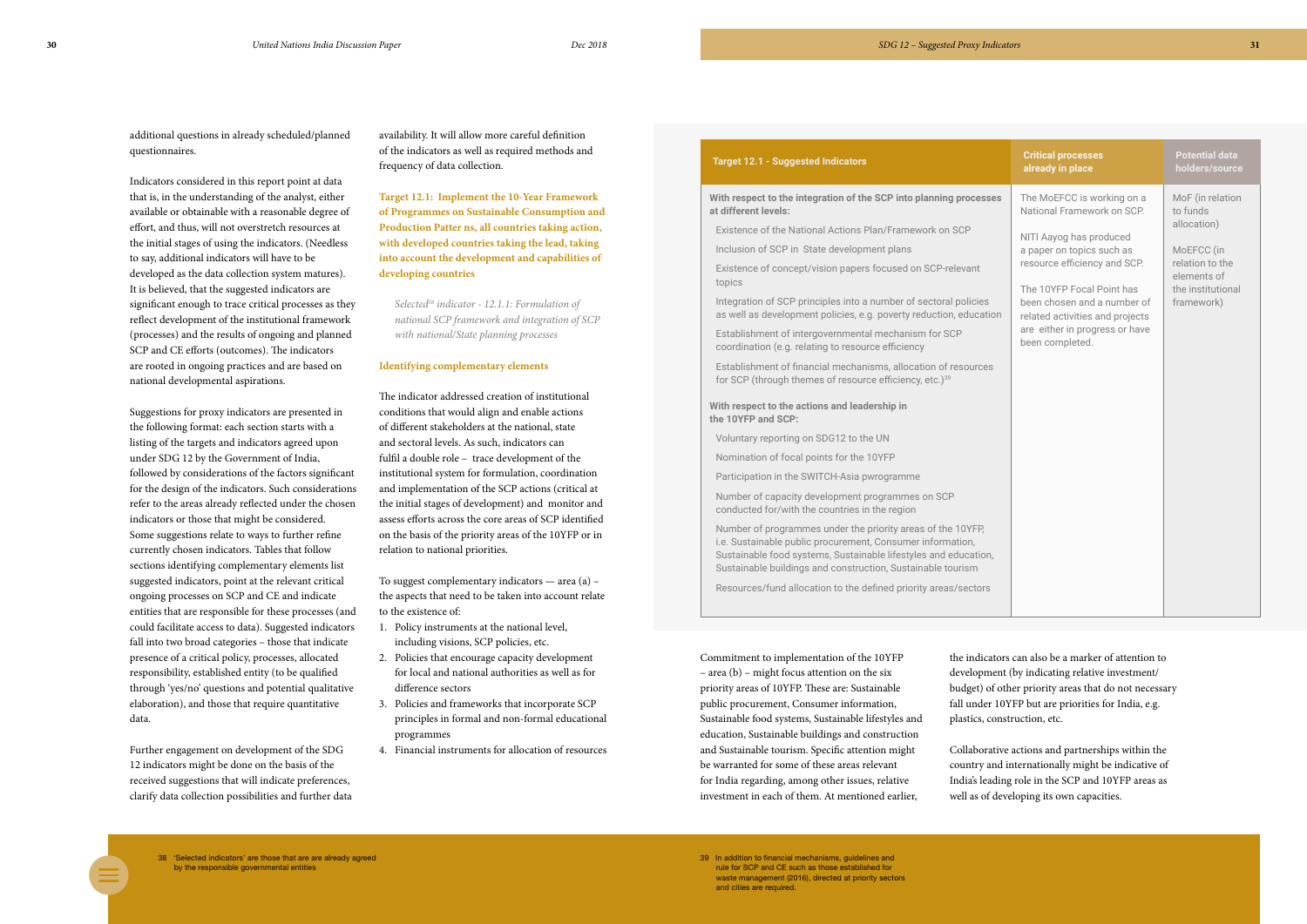additional questions in already scheduled/planned questionnaires.

Indicators considered in this report point at data that is, in the understanding of the analyst, either available or obtainable with a reasonable degree of effort, and thus, will not overstretch resources at the initial stages of using the indicators. (Needless to say, additional indicators will have to be developed as the data collection system matures). It is believed, that the suggested indicators are significant enough to trace critical processes as they reflect development of the institutional framework (processes) and the results of ongoing and planned SCP and CE efforts (outcomes). The indicators are rooted in ongoing practices and are based on national developmental aspirations.

Suggestions for proxy indicators are presented in the following format: each section starts with a listing of the targets and indicators agreed upon under SDG 12 by the Government of India, followed by considerations of the factors significant for the design of the indicators. Such considerations refer to the areas already reflected under the chosen indicators or those that might be considered. Some suggestions relate to ways to further refine currently chosen indicators. Tables that follow sections identifying complementary elements list suggested indicators, point at the relevant critical ongoing processes on SCP and CE and indicate entities that are responsible for these processes (and could facilitate access to data). Suggested indicators fall into two broad categories – those that indicate presence of a critical policy, processes, allocated responsibility, established entity (to be qualified through 'yes/no' questions and potential qualitative elaboration), and those that require quantitative data.

Further engagement on development of the SDG 12 indicators might be done on the basis of the received suggestions that will indicate preferences, clarify data collection possibilities and further data availability. It will allow more careful definition of the indicators as well as required methods and frequency of data collection.

**Target 12.1: Implement the 10-Year Framework of Programmes on Sustainable Consumption and Production Patter ns, all countries taking action, with developed countries taking the lead, taking into account the development and capabilities of developing countries**

*Selected[38] indicator - 12.1.1: Formulation of national SCP framework and integration of SCP with national/State planning processes*

### Identifying complementary elements

The indicator addressed creation of institutional conditions that would align and enable actions of different stakeholders at the national, state and sectoral levels. As such, indicators can fulfil a double role – trace development of the institutional system for formulation, coordination and implementation of the SCP actions (critical at the initial stages of development) and monitor and assess efforts across the core areas of SCP identified on the basis of the priority areas of the 10YFP or in relation to national priorities.

To suggest complementary indicators — area (a) – the aspects that need to be taken into account relate to the existence of:

1. Policy instruments at the national level, including visions, SCP policies, etc.
2. Policies that encourage capacity development for local and national authorities as well as for difference sectors
3. Policies and frameworks that incorporate SCP principles in formal and non-formal educational programmes
4. Financial instruments for allocation of resources

| Target 12.1 - Suggested Indicators | Critical processes already in place | Potential data holders/source |
|---|---|---|
| **With respect to the integration of the SCP into planning processes at different levels:**<br>Existence of the National Actions Plan/Framework on SCP<br>Inclusion of SCP in State development plans<br>Existence of concept/vision papers focused on SCP-relevant topics<br>Integration of SCP principles into a number of sectoral policies as well as development policies, e.g. poverty reduction, education<br>Establishment of intergovernmental mechanism for SCP coordination (e.g. relating to resource efficiency<br>Establishment of financial mechanisms, allocation of resources for SCP (through themes of resource efficiency, etc.)[39]<br>**With respect to the actions and leadership in the 10YFP and SCP:**<br>Voluntary reporting on SDG12 to the UN<br>Nomination of focal points for the 10YFP<br>Participation in the SWITCH-Asia pwrogramme<br>Number of capacity development programmes on SCP conducted for/with the countries in the region<br>Number of programmes under the priority areas of the 10YFP, i.e. Sustainable public procurement, Consumer information, Sustainable food systems, Sustainable lifestyles and education, Sustainable buildings and construction, Sustainable tourism<br>Resources/fund allocation to the defined priority areas/sectors | The MoEFCC is working on a National Framework on SCP.<br>NITI Aayog has produced a paper on topics such as resource efficiency and SCP.<br>The 10YFP Focal Point has been chosen and a number of related activities and projects are either in progress or have been completed. | MoF (in relation to funds allocation)<br>MoEFCC (in relation to the elements of the institutional framework) |

Commitment to implementation of the 10YFP – area (b) – might focus attention on the six priority areas of 10YFP. These are: Sustainable public procurement, Consumer information, Sustainable food systems, Sustainable lifestyles and education, Sustainable buildings and construction and Sustainable tourism. Specific attention might be warranted for some of these areas relevant for India regarding, among other issues, relative investment in each of them. At mentioned earlier, the indicators can also be a marker of attention to development (by indicating relative investment/ budget) of other priority areas that do not necessary fall under 10YFP but are priorities for India, e.g. plastics, construction, etc.

Collaborative actions and partnerships within the country and internationally might be indicative of India's leading role in the SCP and 10YFP areas as well as of developing its own capacities.

38 'Selected indicators' are those that are are already agreed by the responsible governmental entities

39 In addition to financial mechanisms, guidelines and rule for SCP and CE such as those established for waste management (2016), directed at priority sectors and cities are required.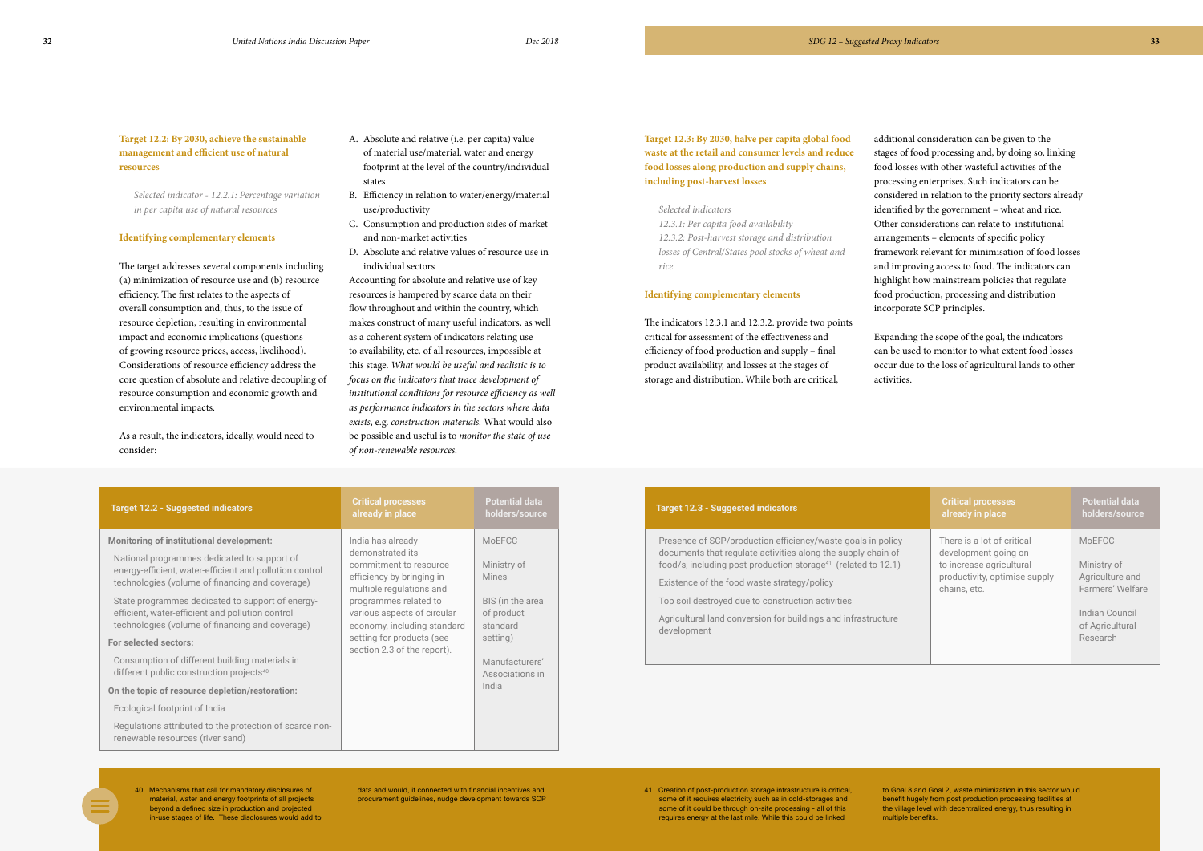### Target 12.2: By 2030, achieve the sustainable management and efficient use of natural resources

*Selected indicator - 12.2.1: Percentage variation in per capita use of natural resources*

#### Identifying complementary elements

The target addresses several components including (a) minimization of resource use and (b) resource efficiency. The first relates to the aspects of overall consumption and, thus, to the issue of resource depletion, resulting in environmental impact and economic implications (questions of growing resource prices, access, livelihood). Considerations of resource efficiency address the core question of absolute and relative decoupling of resource consumption and economic growth and environmental impacts.

As a result, the indicators, ideally, would need to consider:

A. Absolute and relative (i.e. per capita) value of material use/material, water and energy footprint at the level of the country/individual states
B. Efficiency in relation to water/energy/material use/productivity
C. Consumption and production sides of market and non-market activities
D. Absolute and relative values of resource use in individual sectors

Accounting for absolute and relative use of key resources is hampered by scarce data on their flow throughout and within the country, which makes construct of many useful indicators, as well as a coherent system of indicators relating use to availability, etc. of all resources, impossible at this stage. *What would be useful and realistic is to focus on the indicators that trace development of institutional conditions for resource efficiency as well as performance indicators in the sectors where data exists*, e.g. *construction materials.* What would also be possible and useful is to *monitor the state of use of non-renewable resources.*

| Target 12.2 - Suggested indicators | Critical processes already in place | Potential data holders/source |
|---|---|---|
| **Monitoring of institutional development:**<br>National programmes dedicated to support of energy-efficient, water-efficient and pollution control technologies (volume of financing and coverage)<br>State programmes dedicated to support of energy-efficient, water-efficient and pollution control technologies (volume of financing and coverage)<br>**For selected sectors:**<br>Consumption of different building materials in different public construction projects[40]<br>**On the topic of resource depletion/restoration:**<br>Ecological footprint of India<br>Regulations attributed to the protection of scarce non-renewable resources (river sand) | India has already demonstrated its commitment to resource efficiency by bringing in multiple regulations and programmes related to various aspects of circular economy, including standard setting for products (see section 2.3 of the report). | MoEFCC<br>Ministry of Mines<br>BIS (in the area of product standard setting)<br>Manufacturers' Associations in India |

### Target 12.3: By 2030, halve per capita global food waste at the retail and consumer levels and reduce food losses along production and supply chains, including post-harvest losses

*Selected indicators*
*12.3.1: Per capita food availability*
*12.3.2: Post-harvest storage and distribution losses of Central/States pool stocks of wheat and rice*

#### Identifying complementary elements

The indicators 12.3.1 and 12.3.2. provide two points critical for assessment of the effectiveness and efficiency of food production and supply – final product availability, and losses at the stages of storage and distribution. While both are critical, additional consideration can be given to the stages of food processing and, by doing so, linking food losses with other wasteful activities of the processing enterprises. Such indicators can be considered in relation to the priority sectors already identified by the government – wheat and rice. Other considerations can relate to institutional arrangements – elements of specific policy framework relevant for minimisation of food losses and improving access to food. The indicators can highlight how mainstream policies that regulate food production, processing and distribution incorporate SCP principles.

Expanding the scope of the goal, the indicators can be used to monitor to what extent food losses occur due to the loss of agricultural lands to other activities.

| Target 12.3 - Suggested indicators | Critical processes already in place | Potential data holders/source |
|---|---|---|
| Presence of SCP/production efficiency/waste goals in policy documents that regulate activities along the supply chain of food/s, including post-production storage[41] (related to 12.1)<br>Existence of the food waste strategy/policy<br>Top soil destroyed due to construction activities<br>Agricultural land conversion for buildings and infrastructure development | There is a lot of critical development going on to increase agricultural productivity, optimise supply chains, etc. | MoEFCC<br>Ministry of Agriculture and Farmers' Welfare<br>Indian Council of Agricultural Research |

40 Mechanisms that call for mandatory disclosures of material, water and energy footprints of all projects beyond a defined size in production and projected in-use stages of life. These disclosures would add to data and would, if connected with financial incentives and procurement guidelines, nudge development towards SCP

41 Creation of post-production storage infrastructure is critical, some of it requires electricity such as in cold-storages and some of it could be through on-site processing - all of this requires energy at the last mile. While this could be linked to Goal 8 and Goal 2, waste minimization in this sector would benefit hugely from post production processing facilities at the village level with decentralized energy, thus resulting in multiple benefits.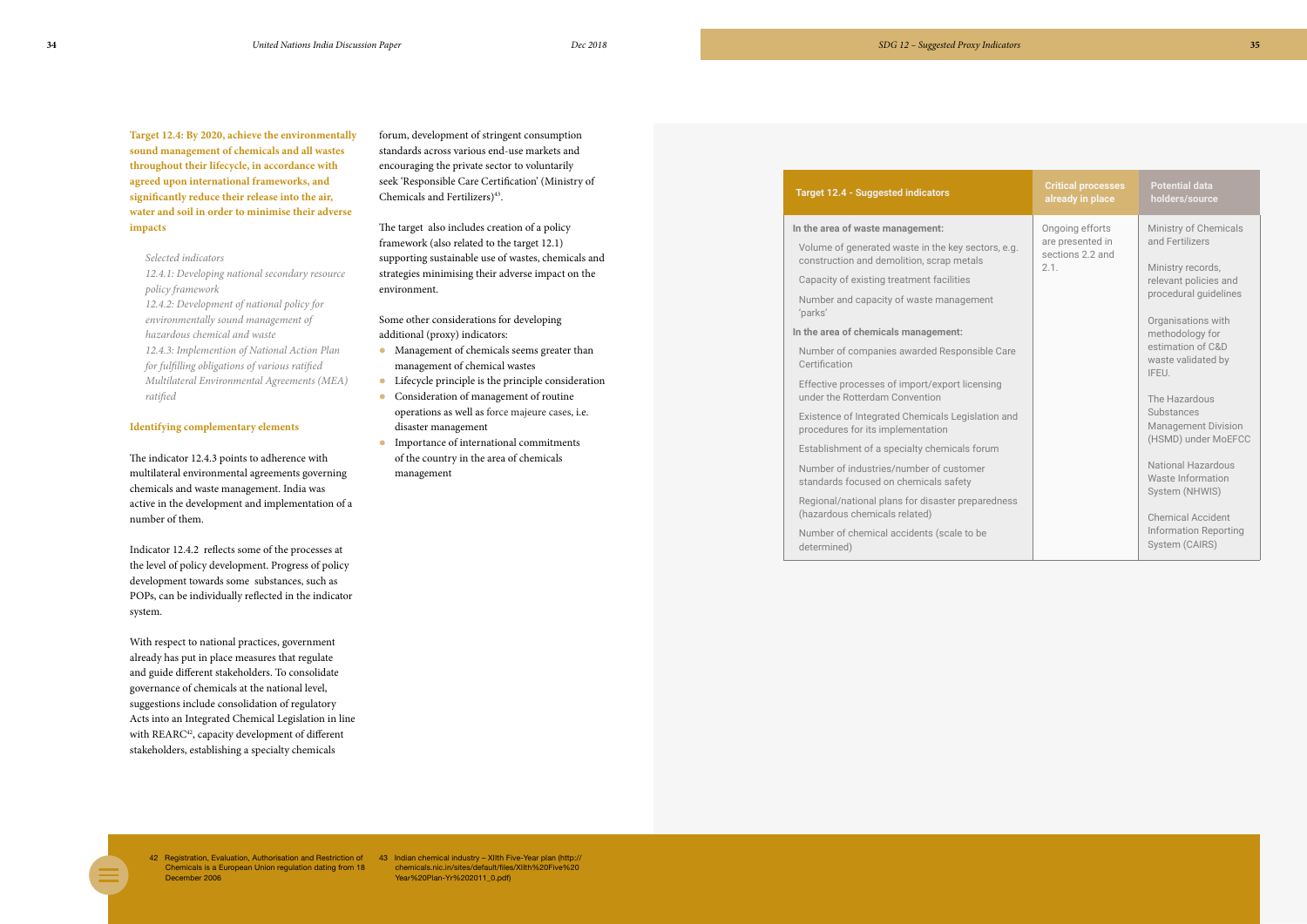**Target 12.4: By 2020, achieve the environmentally sound management of chemicals and all wastes throughout their lifecycle, in accordance with agreed upon international frameworks, and significantly reduce their release into the air, water and soil in order to minimise their adverse impacts**

*Selected indicators*
*12.4.1: Developing national secondary resource policy framework*
*12.4.2: Development of national policy for environmentally sound management of hazardous chemical and waste*
*12.4.3: Implemention of National Action Plan for fulfilling obligations of various ratified Multilateral Environmental Agreements (MEA) ratified*

#### Identifying complementary elements

The indicator 12.4.3 points to adherence with multilateral environmental agreements governing chemicals and waste management. India was active in the development and implementation of a number of them.

Indicator 12.4.2 reflects some of the processes at the level of policy development. Progress of policy development towards some substances, such as POPs, can be individually reflected in the indicator system.

With respect to national practices, government already has put in place measures that regulate and guide different stakeholders. To consolidate governance of chemicals at the national level, suggestions include consolidation of regulatory Acts into an Integrated Chemical Legislation in line with REARC[42], capacity development of different stakeholders, establishing a specialty chemicals forum, development of stringent consumption standards across various end-use markets and encouraging the private sector to voluntarily seek 'Responsible Care Certification' (Ministry of Chemicals and Fertilizers)[43].

The target also includes creation of a policy framework (also related to the target 12.1) supporting sustainable use of wastes, chemicals and strategies minimising their adverse impact on the environment.

Some other considerations for developing additional (proxy) indicators:

- Management of chemicals seems greater than management of chemical wastes
- Lifecycle principle is the principle consideration
- Consideration of management of routine operations as well as force majeure cases, i.e. disaster management
- Importance of international commitments of the country in the area of chemicals management

| Target 12.4 - Suggested indicators | Critical processes already in place | Potential data holders/source |
|---|---|---|
| **In the area of waste management:**<br>Volume of generated waste in the key sectors, e.g. construction and demolition, scrap metals<br>Capacity of existing treatment facilities<br>Number and capacity of waste management 'parks'<br>**In the area of chemicals management:**<br>Number of companies awarded Responsible Care Certification<br>Effective processes of import/export licensing under the Rotterdam Convention<br>Existence of Integrated Chemicals Legislation and procedures for its implementation<br>Establishment of a specialty chemicals forum<br>Number of industries/number of customer standards focused on chemicals safety<br>Regional/national plans for disaster preparedness (hazardous chemicals related)<br>Number of chemical accidents (scale to be determined) | Ongoing efforts are presented in sections 2.2 and 2.1. | Ministry of Chemicals and Fertilizers<br>Ministry records, relevant policies and procedural guidelines<br>Organisations with methodology for estimation of C&D waste validated by IFEU.<br>The Hazardous Substances Management Division (HSMD) under MoEFCC<br>National Hazardous Waste Information System (NHWIS)<br>Chemical Accident Information Reporting System (CAIRS) |

42 Registration, Evaluation, Authorisation and Restriction of Chemicals is a European Union regulation dating from 18 December 2006

43 Indian chemical industry – XIIth Five-Year plan (http://chemicals.nic.in/sites/default/files/XIIth%20Five%20Year%20Plan-Yr%202011_0.pdf)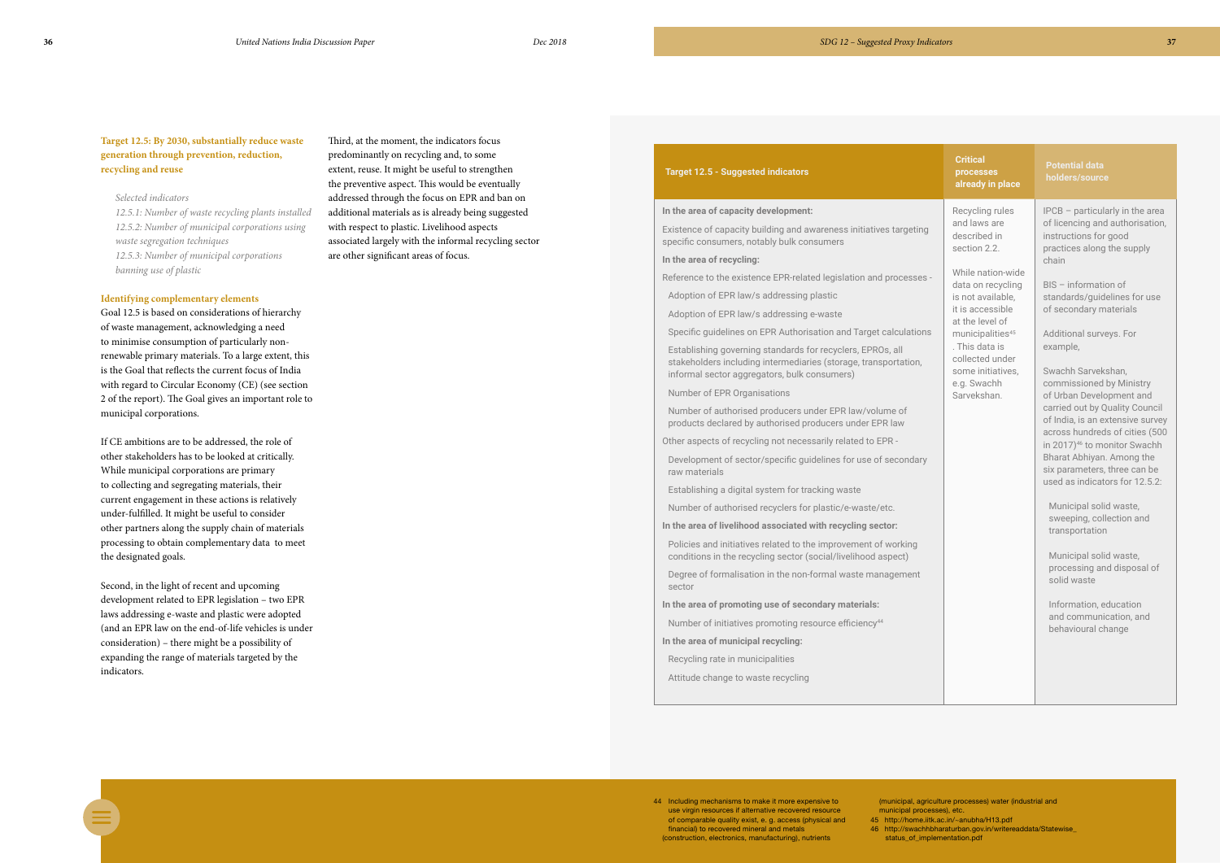### Target 12.5: By 2030, substantially reduce waste generation through prevention, reduction, recycling and reuse

*Selected indicators*

*12.5.1: Number of waste recycling plants installed*

*12.5.2: Number of municipal corporations using waste segregation techniques*

*12.5.3: Number of municipal corporations banning use of plastic*

#### Identifying complementary elements

Goal 12.5 is based on considerations of hierarchy of waste management, acknowledging a need to minimise consumption of particularly non-renewable primary materials. To a large extent, this is the Goal that reflects the current focus of India with regard to Circular Economy (CE) (see section 2 of the report). The Goal gives an important role to municipal corporations.

If CE ambitions are to be addressed, the role of other stakeholders has to be looked at critically. While municipal corporations are primary to collecting and segregating materials, their current engagement in these actions is relatively under-fulfilled. It might be useful to consider other partners along the supply chain of materials processing to obtain complementary data to meet the designated goals.

Second, in the light of recent and upcoming development related to EPR legislation – two EPR laws addressing e-waste and plastic were adopted (and an EPR law on the end-of-life vehicles is under consideration) – there might be a possibility of expanding the range of materials targeted by the indicators.

Third, at the moment, the indicators focus predominantly on recycling and, to some extent, reuse. It might be useful to strengthen the preventive aspect. This would be eventually addressed through the focus on EPR and ban on additional materials as is already being suggested with respect to plastic. Livelihood aspects associated largely with the informal recycling sector are other significant areas of focus.

| Target 12.5 - Suggested indicators | Critical processes already in place | Potential data holders/source |
|---|---|---|
| **In the area of capacity development:**<br>Existence of capacity building and awareness initiatives targeting specific consumers, notably bulk consumers<br>**In the area of recycling:**<br>Reference to the existence EPR-related legislation and processes -<br>Adoption of EPR law/s addressing plastic<br>Adoption of EPR law/s addressing e-waste<br>Specific guidelines on EPR Authorisation and Target calculations<br>Establishing governing standards for recyclers, EPROs, all stakeholders including intermediaries (storage, transportation, informal sector aggregators, bulk consumers)<br>Number of EPR Organisations<br>Number of authorised producers under EPR law/volume of products declared by authorised producers under EPR law<br>Other aspects of recycling not necessarily related to EPR -<br>Development of sector/specific guidelines for use of secondary raw materials<br>Establishing a digital system for tracking waste<br>Number of authorised recyclers for plastic/e-waste/etc.<br>**In the area of livelihood associated with recycling sector:**<br>Policies and initiatives related to the improvement of working conditions in the recycling sector (social/livelihood aspect)<br>Degree of formalisation in the non-formal waste management sector<br>**In the area of promoting use of secondary materials:**<br>Number of initiatives promoting resource efficiency[44]<br>**In the area of municipal recycling:**<br>Recycling rate in municipalities<br>Attitude change to waste recycling | Recycling rules and laws are described in section 2.2.<br><br>While nation-wide data on recycling is not available, it is accessible at the level of municipalities[45]. This data is collected under some initiatives, e.g. Swachh Sarvekshan. | IPCB – particularly in the area of licencing and authorisation, instructions for good practices along the supply chain<br><br>BIS – information of standards/guidelines for use of secondary materials<br><br>Additional surveys. For example,<br><br>Swachh Sarvekshan, commissioned by Ministry of Urban Development and carried out by Quality Council of India, is an extensive survey across hundreds of cities (500 in 2017)[46] to monitor Swachh Bharat Abhiyan. Among the six parameters, three can be used as indicators for 12.5.2:<br>Municipal solid waste, sweeping, collection and transportation<br>Municipal solid waste, processing and disposal of solid waste<br>Information, education and communication, and behavioural change |

44 Including mechanisms to make it more expensive to use virgin resources if alternative recovered resource of comparable quality exist, e. g. access (physical and financial) to recovered mineral and metals (construction, electronics, manufacturing), nutrients (municipal, agriculture processes) water (industrial and municipal processes), etc.

45 http://home.iitk.ac.in/~anubha/H13.pdf

46 http://swachhbharaturban.gov.in/writereaddata/Statewise_status_of_implementation.pdf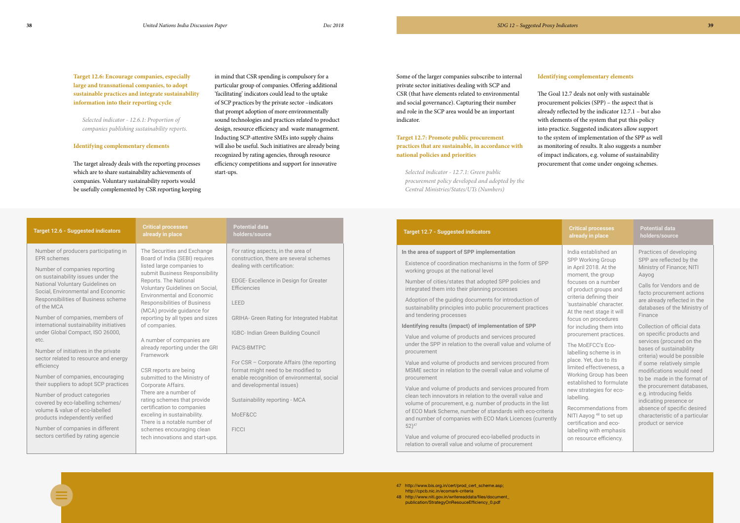### Target 12.6: Encourage companies, especially large and transnational companies, to adopt sustainable practices and integrate sustainability information into their reporting cycle

*Selected indicator - 12.6.1: Proportion of companies publishing sustainability reports.*

#### Identifying complementary elements

The target already deals with the reporting processes which are to share sustainability achievements of companies. Voluntary sustainability reports would be usefully complemented by CSR reporting keeping in mind that CSR spending is compulsory for a particular group of companies. Offering additional 'facilitating' indicators could lead to the uptake of SCP practices by the private sector –indicators that prompt adoption of more environmentally sound technologies and practices related to product design, resource efficiency and waste management. Inducting SCP-attentive SMEs into supply chains will also be useful. Such initiatives are already being recognized by rating agencies, through resource efficiency competitions and support for innovative start-ups.

Some of the larger companies subscribe to internal private sector initiatives dealing with SCP and CSR (that have elements related to environmental and social governance). Capturing their number and role in the SCP area would be an important indicator.

| Target 12.6 - Suggested indicators | Critical processes already in place | Potential data holders/source |
|---|---|---|
| Number of producers participating in EPR schemes<br><br>Number of companies reporting on sustainability issues under the National Voluntary Guidelines on Social, Environmental and Economic Responsibilities of Business scheme of the MCA<br><br>Number of companies, members of international sustainability initiatives under Global Compact, ISO 26000, etc.<br><br>Number of initiatives in the private sector related to resource and energy efficiency<br><br>Number of companies, encouraging their suppliers to adopt SCP practices<br><br>Number of product categories covered by eco-labelling schemes/ volume & value of eco-labelled products independently verified<br><br>Number of companies in different sectors certified by rating agencie | The Securities and Exchange Board of India (SEBI) requires listed large companies to submit Business Responsibility Reports. The National Voluntary Guidelines on Social, Environmental and Economic Responsibilities of Business (MCA) provide guidance for reporting by all types and sizes of companies.<br><br>A number of companies are already reporting under the GRI Framework<br><br>CSR reports are being submitted to the Ministry of Corporate Affairs.<br>There are a number of rating schemes that provide certification to companies exceling in sustainability.<br>There is a notable number of schemes encouraging clean tech innovations and start-ups. | For rating aspects, in the area of construction, there are several schemes dealing with certification:<br><br>EDGE- Excellence in Design for Greater Efficiencies<br><br>LEED<br><br>GRIHA- Green Rating for Integrated Habitat<br><br>IGBC- Indian Green Building Council<br><br>PACS-BMTPC<br><br>For CSR – Corporate Affairs (the reporting format might need to be modified to enable recognition of environmental, social and developmental issues)<br><br>Sustainability reporting - MCA<br><br>MoEF&CC<br><br>FICCI |

### Target 12.7: Promote public procurement practices that are sustainable, in accordance with national policies and priorities

*Selected indicator - 12.7.1: Green public procurement policy developed and adopted by the Central Ministries/States/UTs (Numbers)*

#### Identifying complementary elements

The Goal 12.7 deals not only with sustainable procurement policies (SPP) – the aspect that is already reflected by the indicator 12.7.1 – but also with elements of the system that put this policy into practice. Suggested indicators allow support to the system of implementation of the SPP as well as monitoring of results. It also suggests a number of impact indicators, e.g. volume of sustainability procurement that come under ongoing schemes.

| Target 12.7 - Suggested indicators | Critical processes already in place | Potential data holders/source |
|---|---|---|
| **In the area of support of SPP implementation**<br><br>Existence of coordination mechanisms in the form of SPP working groups at the national level<br><br>Number of cities/states that adopted SPP policies and integrated them into their planning processes<br><br>Adoption of the guiding documents for introduction of sustainability principles into public procurement practices and tendering processes<br><br>**Identifying results (impact) of implementation of SPP**<br><br>Value and volume of products and services procured under the SPP in relation to the overall value and volume of procurement<br><br>Value and volume of products and services procured from MSME sector in relation to the overall value and volume of procurement<br><br>Value and volume of products and services procured from clean tech innovators in relation to the overall value and volume of procurement, e.g. number of products in the list of ECO Mark Scheme, number of standards with eco-criteria and number of companies with ECO Mark Licences (currently 52)[47]<br><br>Value and volume of procured eco-labelled products in relation to overall value and volume of procurement | India established an SPP Working Group in April 2018. At the moment, the group focuses on a number of product groups and criteria defining their 'sustainable' character. At the next stage it will focus on procedures for including them into procurement practices.<br><br>The MoEFCC's Eco-labelling scheme is in place. Yet, due to its limited effectiveness, a Working Group has been established to formulate new strategies for eco-labelling.<br><br>Recommendations from NITI Aayog [48] to set up certification and eco-labelling with emphasis on resource efficiency. | Practices of developing SPP are reflected by the Ministry of Finance; NITI Aayog<br><br>Calls for Vendors and de facto procurement actions are already reflected in the databases of the Ministry of Finance<br><br>Collection of official data on specific products and services (procured on the bases of sustainability criteria) would be possible if some relatively simple modifications would need to be made in the format of the procurement databases, e.g. introducing fields indicating presence or absence of specific desired characteristic of a particular product or service |

47 http://www.bis.org.in/cert/prod_cert_scheme.asp; http://cpcb.nic.in/ecomark-criteria

48 http://www.niti.gov.in/writereaddata/files/document_publication/StrategyOnResouceEfficiency_0.pdf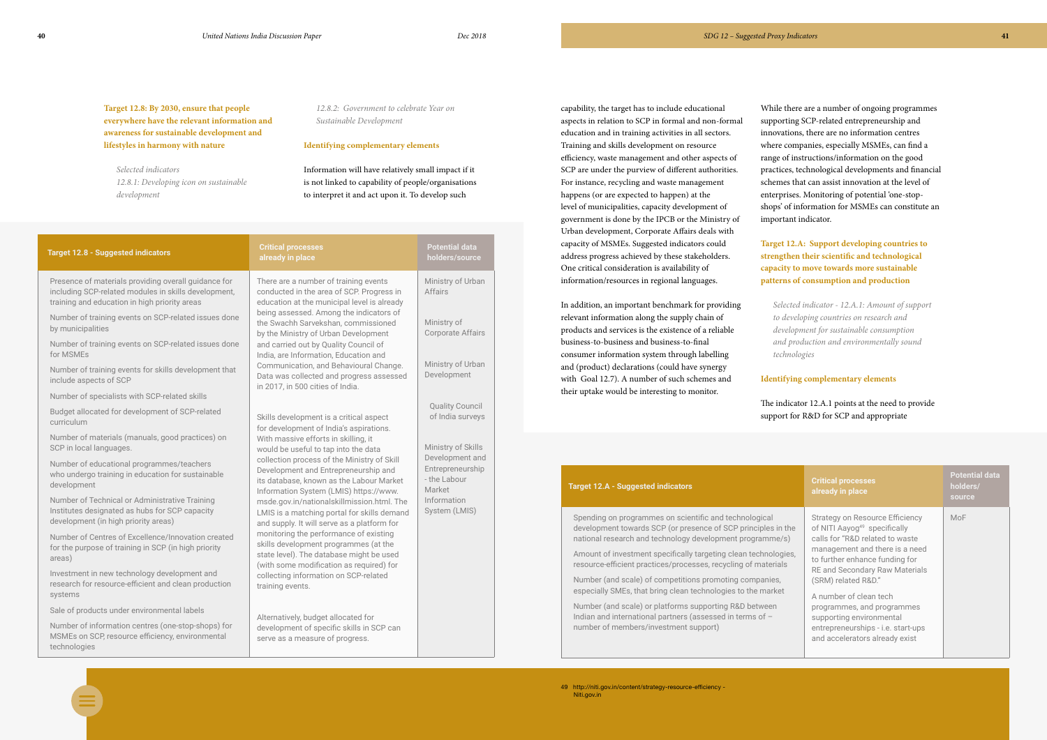**Target 12.8: By 2030, ensure that people everywhere have the relevant information and awareness for sustainable development and lifestyles in harmony with nature**

*Selected indicators*
*12.8.1: Developing icon on sustainable development*
*12.8.2: Government to celebrate Year on Sustainable Development*

**Identifying complementary elements**

Information will have relatively small impact if it is not linked to capability of people/organisations to interpret it and act upon it. To develop such capability, the target has to include educational aspects in relation to SCP in formal and non-formal education and in training activities in all sectors. Training and skills development on resource efficiency, waste management and other aspects of SCP are under the purview of different authorities. For instance, recycling and waste management happens (or are expected to happen) at the level of municipalities, capacity development of government is done by the IPCB or the Ministry of Urban development, Corporate Affairs deals with capacity of MSMEs. Suggested indicators could address progress achieved by these stakeholders. One critical consideration is availability of information/resources in regional languages.

In addition, an important benchmark for providing relevant information along the supply chain of products and services is the existence of a reliable business-to-business and business-to-final consumer information system through labelling and (product) declarations (could have synergy with Goal 12.7). A number of such schemes and their uptake would be interesting to monitor.

While there are a number of ongoing programmes supporting SCP-related entrepreneurship and innovations, there are no information centres where companies, especially MSMEs, can find a range of instructions/information on the good practices, technological developments and financial schemes that can assist innovation at the level of enterprises. Monitoring of potential 'one-stop-shops' of information for MSMEs can constitute an important indicator.

| Target 12.8 - Suggested indicators | Critical processes already in place | Potential data holders/source |
|---|---|---|
| Presence of materials providing overall guidance for including SCP-related modules in skills development, training and education in high priority areas<br>Number of training events on SCP-related issues done by municipalities<br>Number of training events on SCP-related issues done for MSMEs<br>Number of training events for skills development that include aspects of SCP<br>Number of specialists with SCP-related skills<br>Budget allocated for development of SCP-related curriculum<br>Number of materials (manuals, good practices) on SCP in local languages.<br>Number of educational programmes/teachers who undergo training in education for sustainable development<br>Number of Technical or Administrative Training Institutes designated as hubs for SCP capacity development (in high priority areas)<br>Number of Centres of Excellence/Innovation created for the purpose of training in SCP (in high priority areas)<br>Investment in new technology development and research for resource-efficient and clean production systems<br>Sale of products under environmental labels<br>Number of information centres (one-stop-shops) for MSMEs on SCP, resource efficiency, environmental technologies | There are a number of training events conducted in the area of SCP. Progress in education at the municipal level is already being assessed. Among the indicators of the Swachh Sarvekshan, commissioned by the Ministry of Urban Development and carried out by Quality Council of India, are Information, Education and Communication, and Behavioural Change. Data was collected and progress assessed in 2017, in 500 cities of India.<br><br>Skills development is a critical aspect for development of India's aspirations. With massive efforts in skilling, it would be useful to tap into the data collection process of the Ministry of Skill Development and Entrepreneurship and its database, known as the Labour Market Information System (LMIS) https://www.msde.gov.in/nationalskillmission.html. The LMIS is a matching portal for skills demand and supply. It will serve as a platform for monitoring the performance of existing skills development programmes (at the state level). The database might be used (with some modification as required) for collecting information on SCP-related training events.<br><br>Alternatively, budget allocated for development of specific skills in SCP can serve as a measure of progress. | Ministry of Urban Affairs<br><br>Ministry of Corporate Affairs<br><br>Ministry of Urban Development<br><br>Quality Council of India surveys<br><br>Ministry of Skills Development and Entrepreneurship - the Labour Market Information System (LMIS) |

**Target 12.A: Support developing countries to strengthen their scientific and technological capacity to move towards more sustainable patterns of consumption and production**

*Selected indicator - 12.A.1: Amount of support to developing countries on research and development for sustainable consumption and production and environmentally sound technologies*

**Identifying complementary elements**

The indicator 12.A.1 points at the need to provide support for R&D for SCP and appropriate

| Target 12.A - Suggested indicators | Critical processes already in place | Potential data holders/ source |
|---|---|---|
| Spending on programmes on scientific and technological development towards SCP (or presence of SCP principles in the national research and technology development programme/s)<br>Amount of investment specifically targeting clean technologies, resource-efficient practices/processes, recycling of materials<br>Number (and scale) of competitions promoting companies, especially SMEs, that bring clean technologies to the market<br>Number (and scale) or platforms supporting R&D between Indian and international partners (assessed in terms of – number of members/investment support) | Strategy on Resource Efficiency of NITI Aayog[49] specifically calls for "R&D related to waste management and there is a need to further enhance funding for RE and Secondary Raw Materials (SRM) related R&D."<br>A number of clean tech programmes, and programmes supporting environmental entrepreneurships - i.e. start-ups and accelerators already exist | MoF |

49 http://niti.gov.in/content/strategy-resource-efficiency - Niti.gov.in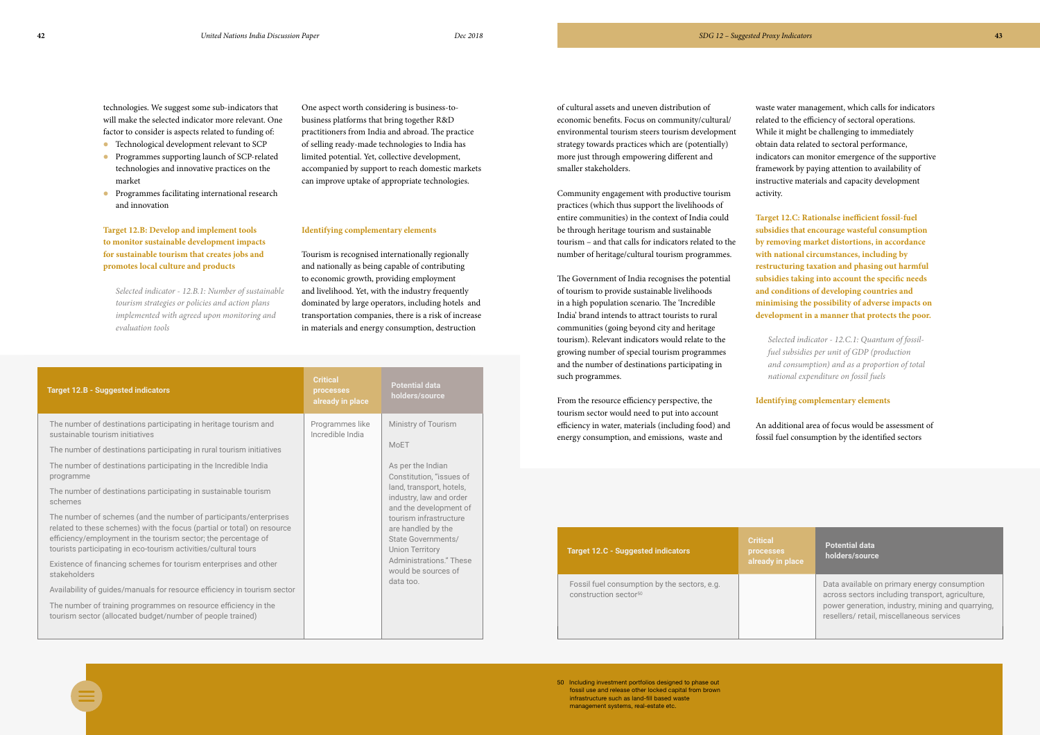technologies. We suggest some sub-indicators that will make the selected indicator more relevant. One factor to consider is aspects related to funding of:

- Technological development relevant to SCP
- Programmes supporting launch of SCP-related technologies and innovative practices on the market
- Programmes facilitating international research and innovation

One aspect worth considering is business-to-business platforms that bring together R&D practitioners from India and abroad. The practice of selling ready-made technologies to India has limited potential. Yet, collective development, accompanied by support to reach domestic markets can improve uptake of appropriate technologies.

### Target 12.B: Develop and implement tools to monitor sustainable development impacts for sustainable tourism that creates jobs and promotes local culture and products

*Selected indicator - 12.B.1: Number of sustainable tourism strategies or policies and action plans implemented with agreed upon monitoring and evaluation tools*

### Identifying complementary elements

Tourism is recognised internationally regionally and nationally as being capable of contributing to economic growth, providing employment and livelihood. Yet, with the industry frequently dominated by large operators, including hotels and transportation companies, there is a risk of increase in materials and energy consumption, destruction of cultural assets and uneven distribution of economic benefits. Focus on community/cultural/environmental tourism steers tourism development strategy towards practices which are (potentially) more just through empowering different and smaller stakeholders.

Community engagement with productive tourism practices (which thus support the livelihoods of entire communities) in the context of India could be through heritage tourism and sustainable tourism – and that calls for indicators related to the number of heritage/cultural tourism programmes.

The Government of India recognises the potential of tourism to provide sustainable livelihoods in a high population scenario. The 'Incredible India' brand intends to attract tourists to rural communities (going beyond city and heritage tourism). Relevant indicators would relate to the growing number of special tourism programmes and the number of destinations participating in such programmes.

From the resource efficiency perspective, the tourism sector would need to put into account efficiency in water, materials (including food) and energy consumption, and emissions, waste and waste water management, which calls for indicators related to the efficiency of sectoral operations. While it might be challenging to immediately obtain data related to sectoral performance, indicators can monitor emergence of the supportive framework by paying attention to availability of instructive materials and capacity development activity.

| Target 12.B - Suggested indicators | Critical processes already in place | Potential data holders/source |
|---|---|---|
| The number of destinations participating in heritage tourism and sustainable tourism initiatives<br>The number of destinations participating in rural tourism initiatives<br>The number of destinations participating in the Incredible India programme<br>The number of destinations participating in sustainable tourism schemes<br>The number of schemes (and the number of participants/enterprises related to these schemes) with the focus (partial or total) on resource efficiency/employment in the tourism sector; the percentage of tourists participating in eco-tourism activities/cultural tours<br>Existence of financing schemes for tourism enterprises and other stakeholders<br>Availability of guides/manuals for resource efficiency in tourism sector<br>The number of training programmes on resource efficiency in the tourism sector (allocated budget/number of people trained) | Programmes like Incredible India | Ministry of Tourism<br>MoET<br>As per the Indian Constitution, "issues of land, transport, hotels, industry, law and order and the development of tourism infrastructure are handled by the State Governments/ Union Territory Administrations." These would be sources of data too. |

### Target 12.C: Rationalse inefficient fossil-fuel subsidies that encourage wasteful consumption by removing market distortions, in accordance with national circumstances, including by restructuring taxation and phasing out harmful subsidies taking into account the specific needs and conditions of developing countries and minimising the possibility of adverse impacts on development in a manner that protects the poor.

*Selected indicator - 12.C.1: Quantum of fossil-fuel subsidies per unit of GDP (production and consumption) and as a proportion of total national expenditure on fossil fuels*

### Identifying complementary elements

An additional area of focus would be assessment of fossil fuel consumption by the identified sectors

| Target 12.C - Suggested indicators | Critical processes already in place | Potential data holders/source |
|---|---|---|
| Fossil fuel consumption by the sectors, e.g. construction sector[50] | | Data available on primary energy consumption across sectors including transport, agriculture, power generation, industry, mining and quarrying, resellers/ retail, miscellaneous services |

50 Including investment portfolios designed to phase out fossil use and release other locked capital from brown infrastructure such as land-fill based waste management systems, real-estate etc.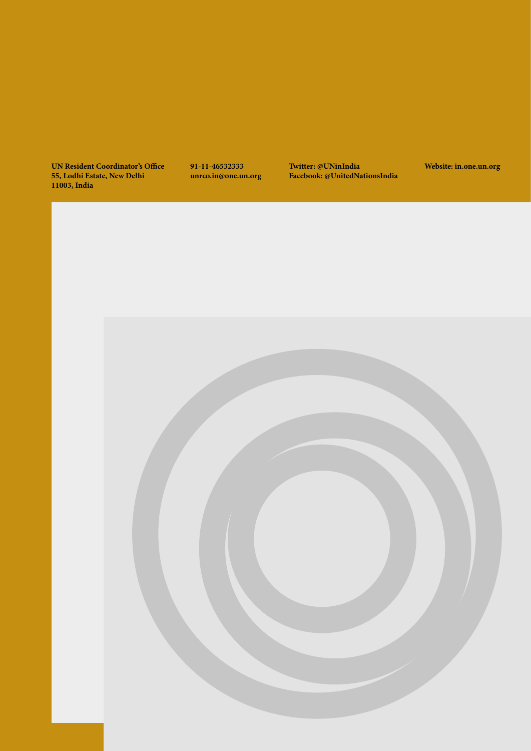UN Resident Coordinator's Office
55, Lodhi Estate, New Delhi
11003, India

91-11-46532333
unrco.in@one.un.org

Twitter: @UNinIndia
Facebook: @UnitedNationsIndia

Website: in.one.un.org